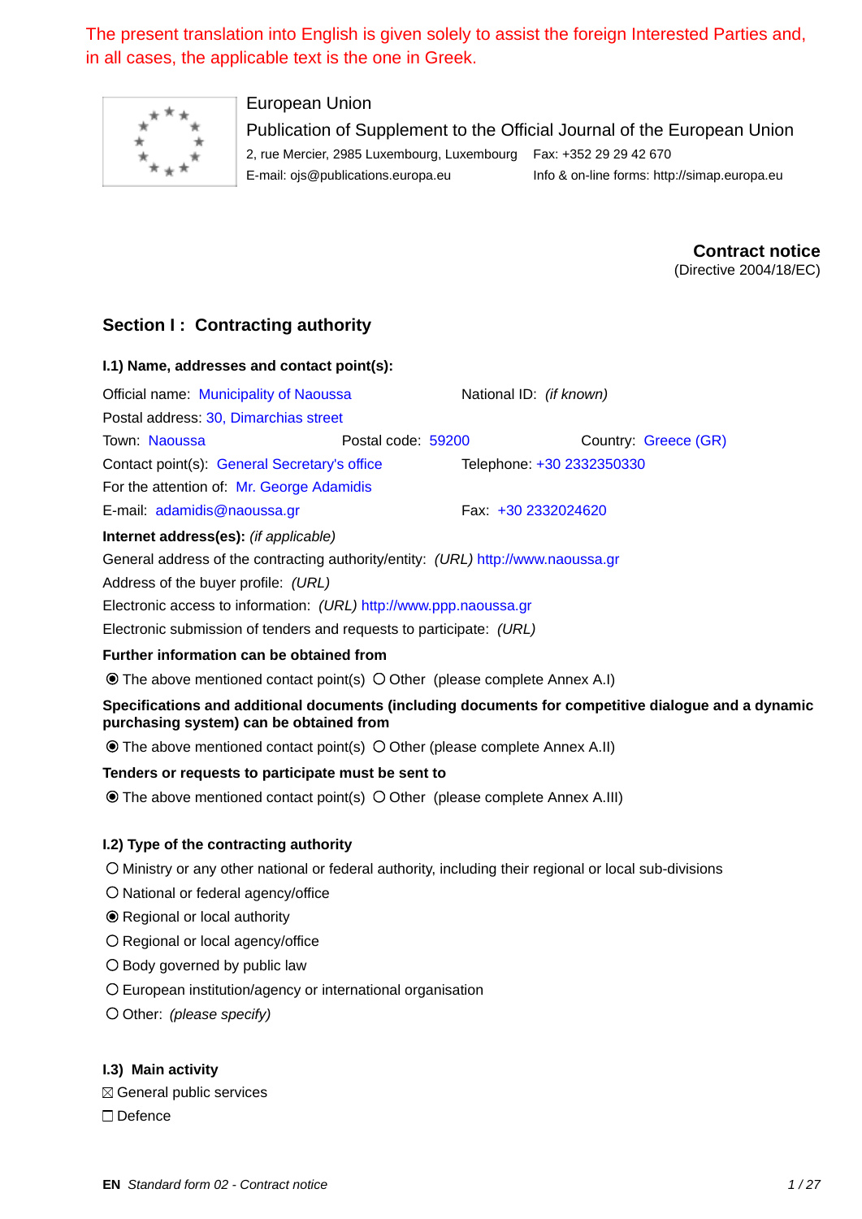The present translation into English is given solely to assist the foreign Interested Parties and, in all cases, the applicable text is the one in Greek.

European Union

Publication of Supplement to the Official Journal of the European Union

2, rue Mercier, 2985 Luxembourg, Luxembourg    Fax: +352 29 29 42 670

E-mail: ojs@publications.europa.eu    Info & on-line forms: http://simap.europa.eu

**Contract notice**

(Directive 2004/18/EC)

## Section I : Contracting authority

### I.1) Name, addresses and contact point(s):

Official name: Municipality of Naoussa    National ID: *(if known)*

Postal address: 30, Dimarchias street

Town: Naoussa    Postal code: 59200    Country: Greece (GR)

Contact point(s): General Secretary's office    Telephone: +30 2332350330

For the attention of: Mr. George Adamidis

E-mail: adamidis@naoussa.gr    Fax: +30 2332024620

**Internet address(es):** *(if applicable)*

General address of the contracting authority/entity: *(URL)* http://www.naoussa.gr

Address of the buyer profile: *(URL)*

Electronic access to information: *(URL)* http://www.ppp.naoussa.gr

Electronic submission of tenders and requests to participate: *(URL)*

**Further information can be obtained from**

◉ The above mentioned contact point(s) ○ Other (please complete Annex A.I)

**Specifications and additional documents (including documents for competitive dialogue and a dynamic purchasing system) can be obtained from**

◉ The above mentioned contact point(s) ○ Other (please complete Annex A.II)

**Tenders or requests to participate must be sent to**

◉ The above mentioned contact point(s) ○ Other (please complete Annex A.III)

### I.2) Type of the contracting authority

○ Ministry or any other national or federal authority, including their regional or local sub-divisions

○ National or federal agency/office

◉ Regional or local authority

○ Regional or local agency/office

○ Body governed by public law

○ European institution/agency or international organisation

○ Other: *(please specify)*

### I.3) Main activity

☒ General public services

☐ Defence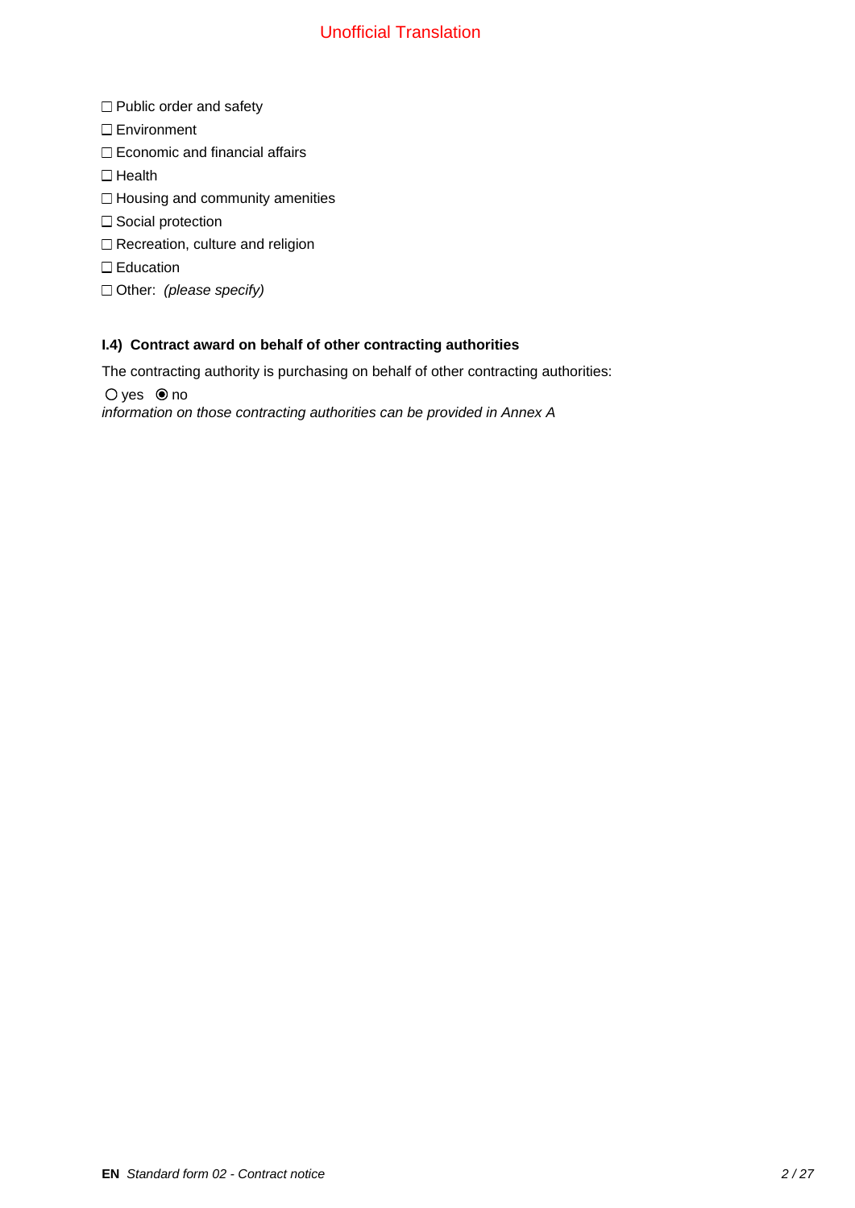☐ Public order and safety

☐ Environment

☐ Economic and financial affairs

☐ Health

☐ Housing and community amenities

☐ Social protection

☐ Recreation, culture and religion

☐ Education

☐ Other: *(please specify)*

**I.4) Contract award on behalf of other contracting authorities**

The contracting authority is purchasing on behalf of other contracting authorities:

○ yes ◉ no

*information on those contracting authorities can be provided in Annex A*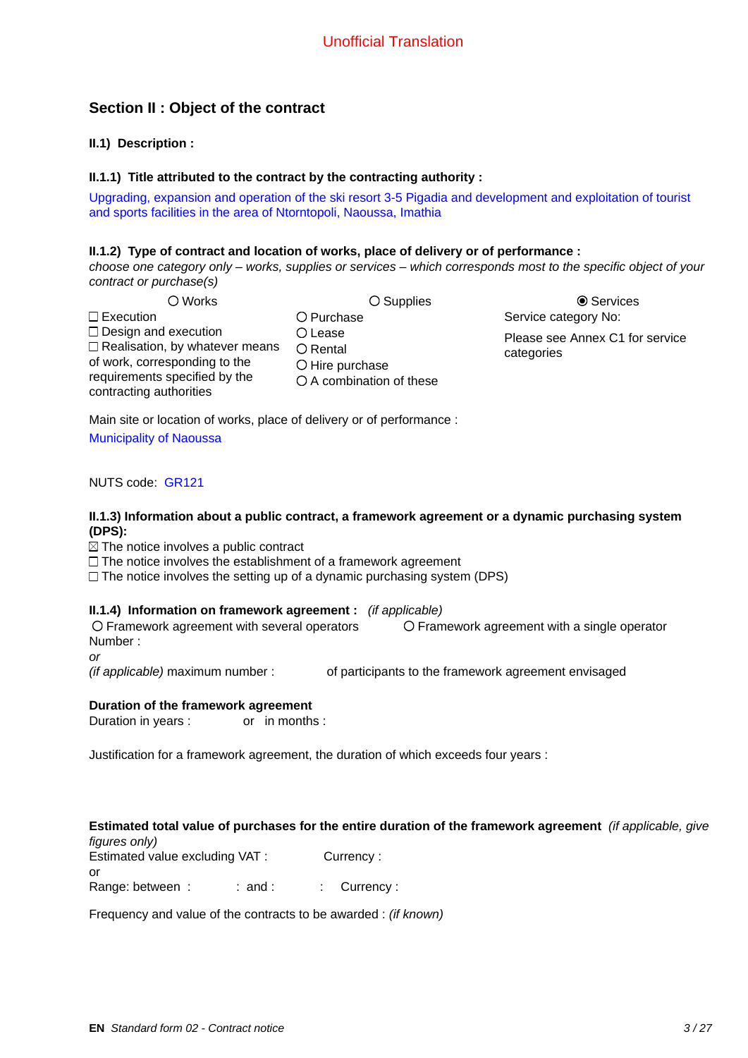Unofficial Translation

## Section II : Object of the contract

### II.1) Description :

#### II.1.1) Title attributed to the contract by the contracting authority :

Upgrading, expansion and operation of the ski resort 3-5 Pigadia and development and exploitation of tourist and sports facilities in the area of Ntorntopoli, Naoussa, Imathia

#### II.1.2) Type of contract and location of works, place of delivery or of performance :

*choose one category only – works, supplies or services – which corresponds most to the specific object of your contract or purchase(s)*

| ○ Works | ○ Supplies | ◉ Services |
|---|---|---|
| ☐ Execution<br>☐ Design and execution<br>☐ Realisation, by whatever means of work, corresponding to the requirements specified by the contracting authorities | ○ Purchase<br>○ Lease<br>○ Rental<br>○ Hire purchase<br>○ A combination of these | Service category No:<br>Please see Annex C1 for service categories |

Main site or location of works, place of delivery or of performance :

Municipality of Naoussa

NUTS code: GR121

#### II.1.3) Information about a public contract, a framework agreement or a dynamic purchasing system (DPS):

☒ The notice involves a public contract
☐ The notice involves the establishment of a framework agreement
☐ The notice involves the setting up of a dynamic purchasing system (DPS)

#### II.1.4) Information on framework agreement : *(if applicable)*

○ Framework agreement with several operators ○ Framework agreement with a single operator
Number :
*or*
*(if applicable)* maximum number : of participants to the framework agreement envisaged

**Duration of the framework agreement**
Duration in years : or in months :

Justification for a framework agreement, the duration of which exceeds four years :

**Estimated total value of purchases for the entire duration of the framework agreement** *(if applicable, give figures only)*
Estimated value excluding VAT : Currency :
or
Range: between : : and : : Currency :

Frequency and value of the contracts to be awarded : *(if known)*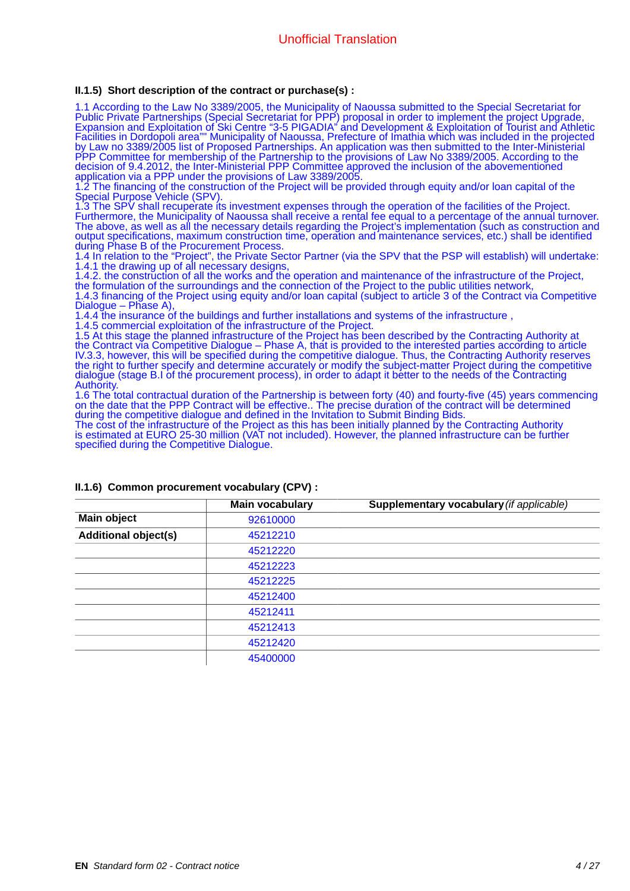Unofficial Translation

**II.1.5) Short description of the contract or purchase(s) :**

1.1 According to the Law No 3389/2005, the Municipality of Naoussa submitted to the Special Secretariat for Public Private Partnerships (Special Secretariat for PPP) proposal in order to implement the project Upgrade, Expansion and Exploitation of Ski Centre "3-5 PIGADIA" and Development & Exploitation of Tourist and Athletic Facilities in Dordopoli area"" Municipality of Naoussa, Prefecture of Imathia which was included in the projected by Law no 3389/2005 list of Proposed Partnerships. An application was then submitted to the Inter-Ministerial PPP Committee for membership of the Partnership to the provisions of Law No 3389/2005. According to the decision of 9.4.2012, the Inter-Ministerial PPP Committee approved the inclusion of the abovementioned application via a PPP under the provisions of Law 3389/2005.
1.2 The financing of the construction of the Project will be provided through equity and/or loan capital of the Special Purpose Vehicle (SPV).
1.3 The SPV shall recuperate its investment expenses through the operation of the facilities of the Project. Furthermore, the Municipality of Naoussa shall receive a rental fee equal to a percentage of the annual turnover. The above, as well as all the necessary details regarding the Project's implementation (such as construction and output specifications, maximum construction time, operation and maintenance services, etc.) shall be identified during Phase B of the Procurement Process.
1.4 In relation to the "Project", the Private Sector Partner (via the SPV that the PSP will establish) will undertake:
1.4.1 the drawing up of all necessary designs,
1.4.2. the construction of all the works and the operation and maintenance of the infrastructure of the Project, the formulation of the surroundings and the connection of the Project to the public utilities network,
1.4.3 financing of the Project using equity and/or loan capital (subject to article 3 of the Contract via Competitive Dialogue – Phase A),
1.4.4 the insurance of the buildings and further installations and systems of the infrastructure ,
1.4.5 commercial exploitation of the infrastructure of the Project.
1.5 At this stage the planned infrastructure of the Project has been described by the Contracting Authority at the Contract via Competitive Dialogue – Phase A, that is provided to the interested parties according to article IV.3.3, however, this will be specified during the competitive dialogue. Thus, the Contracting Authority reserves the right to further specify and determine accurately or modify the subject-matter Project during the competitive dialogue (stage B.I of the procurement process), in order to adapt it better to the needs of the Contracting Authority.
1.6 The total contractual duration of the Partnership is between forty (40) and fourty-five (45) years commencing on the date that the PPP Contract will be effective.. The precise duration of the contract will be determined during the competitive dialogue and defined in the Invitation to Submit Binding Bids.
The cost of the infrastructure of the Project as this has been initially planned by the Contracting Authority is estimated at EURO 25-30 million (VAT not included). However, the planned infrastructure can be further specified during the Competitive Dialogue.

**II.1.6) Common procurement vocabulary (CPV) :**

| | Main vocabulary | Supplementary vocabulary *(if applicable)* |
|---|---|---|
| **Main object** | 92610000 | |
| **Additional object(s)** | 45212210 | |
| | 45212220 | |
| | 45212223 | |
| | 45212225 | |
| | 45212400 | |
| | 45212411 | |
| | 45212413 | |
| | 45212420 | |
| | 45400000 | |

**EN** *Standard form 02 - Contract notice*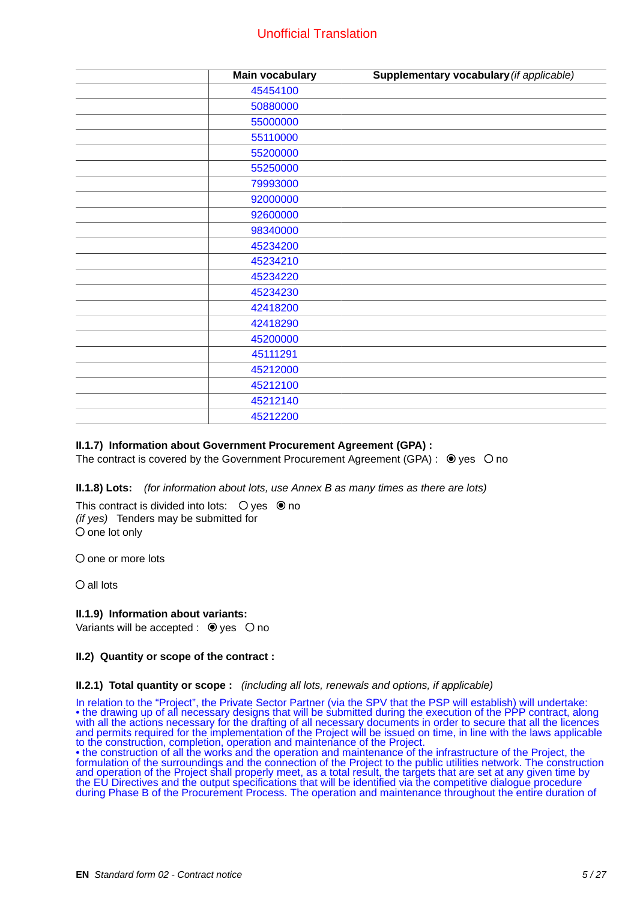Unofficial Translation

| | Main vocabulary | Supplementary vocabulary *(if applicable)* |
|---|---|---|
| | 45454100 | |
| | 50880000 | |
| | 55000000 | |
| | 55110000 | |
| | 55200000 | |
| | 55250000 | |
| | 79993000 | |
| | 92000000 | |
| | 92600000 | |
| | 98340000 | |
| | 45234200 | |
| | 45234210 | |
| | 45234220 | |
| | 45234230 | |
| | 42418200 | |
| | 42418290 | |
| | 45200000 | |
| | 45111291 | |
| | 45212000 | |
| | 45212100 | |
| | 45212140 | |
| | 45212200 | |

**II.1.7) Information about Government Procurement Agreement (GPA) :**
The contract is covered by the Government Procurement Agreement (GPA) : ◉ yes ○ no

**II.1.8) Lots:** *(for information about lots, use Annex B as many times as there are lots)*

This contract is divided into lots: ○ yes ◉ no
*(if yes)* Tenders may be submitted for
○ one lot only

○ one or more lots

○ all lots

**II.1.9) Information about variants:**
Variants will be accepted : ◉ yes ○ no

**II.2) Quantity or scope of the contract :**

**II.2.1) Total quantity or scope :** *(including all lots, renewals and options, if applicable)*

In relation to the “Project”, the Private Sector Partner (via the SPV that the PSP will establish) will undertake:
• the drawing up of all necessary designs that will be submitted during the execution of the PPP contract, along with all the actions necessary for the drafting of all necessary documents in order to secure that all the licences and permits required for the implementation of the Project will be issued on time, in line with the laws applicable to the construction, completion, operation and maintenance of the Project.
• the construction of all the works and the operation and maintenance of the infrastructure of the Project, the formulation of the surroundings and the connection of the Project to the public utilities network. The construction and operation of the Project shall properly meet, as a total result, the targets that are set at any given time by the EU Directives and the output specifications that will be identified via the competitive dialogue procedure during Phase B of the Procurement Process. The operation and maintenance throughout the entire duration of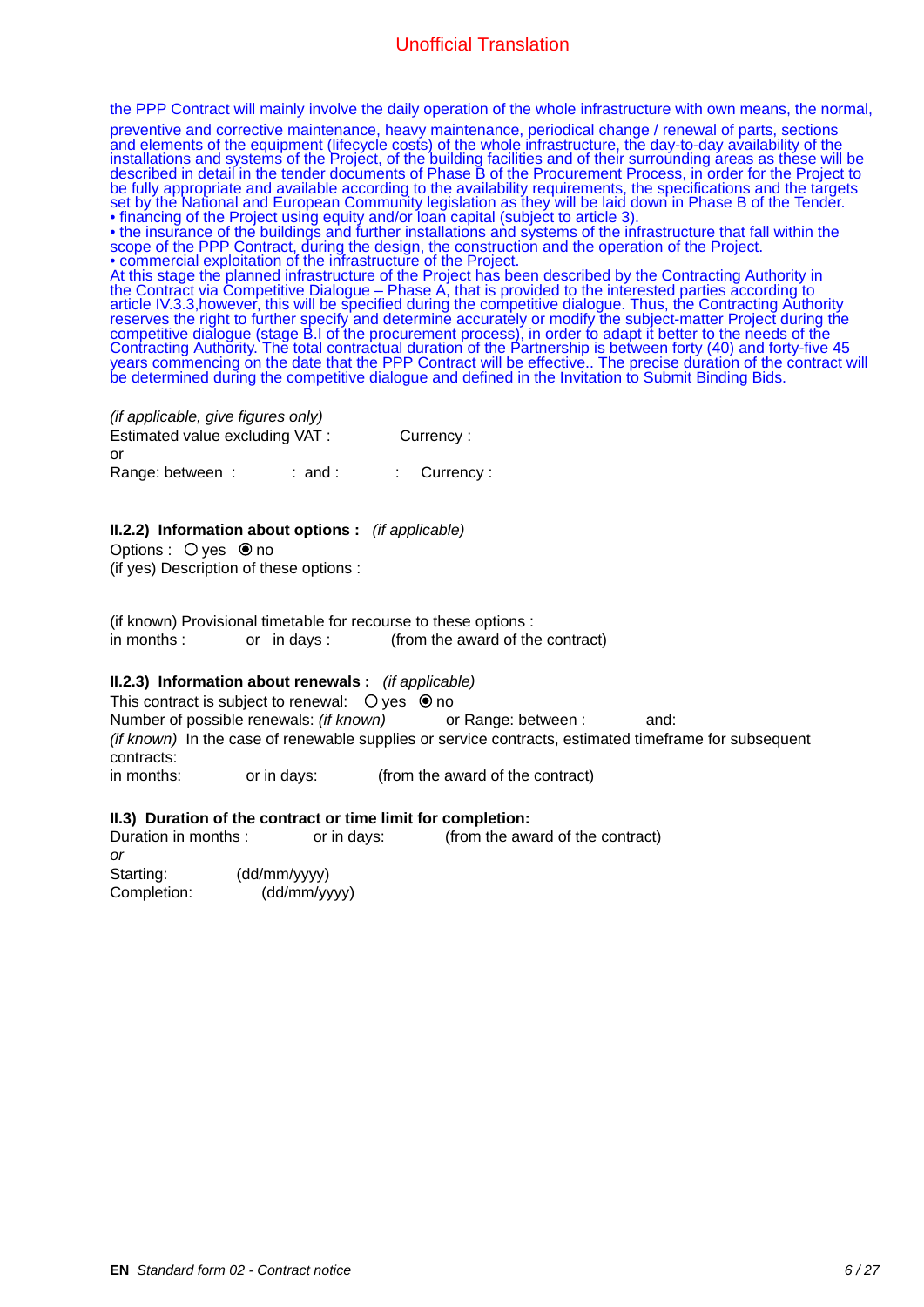the PPP Contract will mainly involve the daily operation of the whole infrastructure with own means, the normal, preventive and corrective maintenance, heavy maintenance, periodical change / renewal of parts, sections and elements of the equipment (lifecycle costs) of the whole infrastructure, the day-to-day availability of the installations and systems of the Project, of the building facilities and of their surrounding areas as these will be described in detail in the tender documents of Phase B of the Procurement Process, in order for the Project to be fully appropriate and available according to the availability requirements, the specifications and the targets set by the National and European Community legislation as they will be laid down in Phase B of the Tender.

• financing of the Project using equity and/or loan capital (subject to article 3).
• the insurance of the buildings and further installations and systems of the infrastructure that fall within the scope of the PPP Contract, during the design, the construction and the operation of the Project.
• commercial exploitation of the infrastructure of the Project.

At this stage the planned infrastructure of the Project has been described by the Contracting Authority in the Contract via Competitive Dialogue – Phase A, that is provided to the interested parties according to article IV.3.3,however, this will be specified during the competitive dialogue. Thus, the Contracting Authority reserves the right to further specify and determine accurately or modify the subject-matter Project during the competitive dialogue (stage B.I of the procurement process), in order to adapt it better to the needs of the Contracting Authority. The total contractual duration of the Partnership is between forty (40) and forty-five 45 years commencing on the date that the PPP Contract will be effective.. The precise duration of the contract will be determined during the competitive dialogue and defined in the Invitation to Submit Binding Bids.

*(if applicable, give figures only)*
Estimated value excluding VAT : Currency :
or
Range: between : : and : : Currency :

**II.2.2) Information about options :** *(if applicable)*
Options : ○ yes ◉ no
(if yes) Description of these options :

(if known) Provisional timetable for recourse to these options :
in months : or in days : (from the award of the contract)

**II.2.3) Information about renewals :** *(if applicable)*
This contract is subject to renewal: ○ yes ◉ no
Number of possible renewals: *(if known)* or Range: between : and:
*(if known)* In the case of renewable supplies or service contracts, estimated timeframe for subsequent contracts:
in months: or in days: (from the award of the contract)

**II.3) Duration of the contract or time limit for completion:**
Duration in months : or in days: (from the award of the contract)
*or*
Starting: (dd/mm/yyyy)
Completion: (dd/mm/yyyy)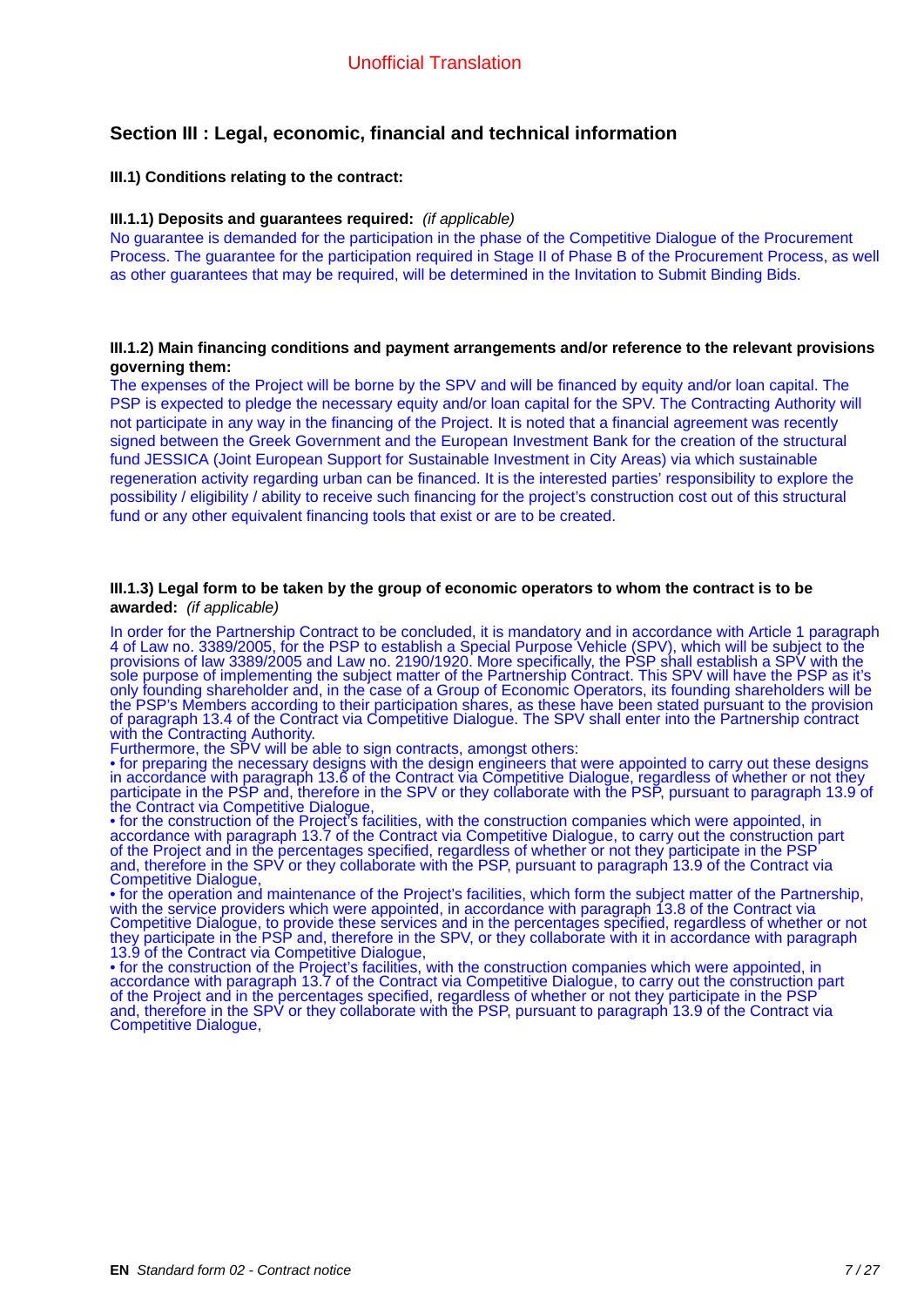Unofficial Translation

## Section III : Legal, economic, financial and technical information

### III.1) Conditions relating to the contract:

**III.1.1) Deposits and guarantees required:** *(if applicable)*

No guarantee is demanded for the participation in the phase of the Competitive Dialogue of the Procurement Process. The guarantee for the participation required in Stage II of Phase B of the Procurement Process, as well as other guarantees that may be required, will be determined in the Invitation to Submit Binding Bids.

**III.1.2) Main financing conditions and payment arrangements and/or reference to the relevant provisions governing them:**

The expenses of the Project will be borne by the SPV and will be financed by equity and/or loan capital. The PSP is expected to pledge the necessary equity and/or loan capital for the SPV. The Contracting Authority will not participate in any way in the financing of the Project. It is noted that a financial agreement was recently signed between the Greek Government and the European Investment Bank for the creation of the structural fund JESSICA (Joint European Support for Sustainable Investment in City Areas) via which sustainable regeneration activity regarding urban can be financed. It is the interested parties' responsibility to explore the possibility / eligibility / ability to receive such financing for the project's construction cost out of this structural fund or any other equivalent financing tools that exist or are to be created.

**III.1.3) Legal form to be taken by the group of economic operators to whom the contract is to be awarded:** *(if applicable)*

In order for the Partnership Contract to be concluded, it is mandatory and in accordance with Article 1 paragraph 4 of Law no. 3389/2005, for the PSP to establish a Special Purpose Vehicle (SPV), which will be subject to the provisions of law 3389/2005 and Law no. 2190/1920. More specifically, the PSP shall establish a SPV with the sole purpose of implementing the subject matter of the Partnership Contract. This SPV will have the PSP as it's only founding shareholder and, in the case of a Group of Economic Operators, its founding shareholders will be the PSP's Members according to their participation shares, as these have been stated pursuant to the provision of paragraph 13.4 of the Contract via Competitive Dialogue. The SPV shall enter into the Partnership contract with the Contracting Authority.
Furthermore, the SPV will be able to sign contracts, amongst others:

• for preparing the necessary designs with the design engineers that were appointed to carry out these designs in accordance with paragraph 13.6 of the Contract via Competitive Dialogue, regardless of whether or not they participate in the PSP and, therefore in the SPV or they collaborate with the PSP, pursuant to paragraph 13.9 of the Contract via Competitive Dialogue,

• for the construction of the Project's facilities, with the construction companies which were appointed, in accordance with paragraph 13.7 of the Contract via Competitive Dialogue, to carry out the construction part of the Project and in the percentages specified, regardless of whether or not they participate in the PSP and, therefore in the SPV or they collaborate with the PSP, pursuant to paragraph 13.9 of the Contract via Competitive Dialogue,

• for the operation and maintenance of the Project's facilities, which form the subject matter of the Partnership, with the service providers which were appointed, in accordance with paragraph 13.8 of the Contract via Competitive Dialogue, to provide these services and in the percentages specified, regardless of whether or not they participate in the PSP and, therefore in the SPV, or they collaborate with it in accordance with paragraph 13.9 of the Contract via Competitive Dialogue,

• for the construction of the Project's facilities, with the construction companies which were appointed, in accordance with paragraph 13.7 of the Contract via Competitive Dialogue, to carry out the construction part of the Project and in the percentages specified, regardless of whether or not they participate in the PSP and, therefore in the SPV or they collaborate with the PSP, pursuant to paragraph 13.9 of the Contract via Competitive Dialogue,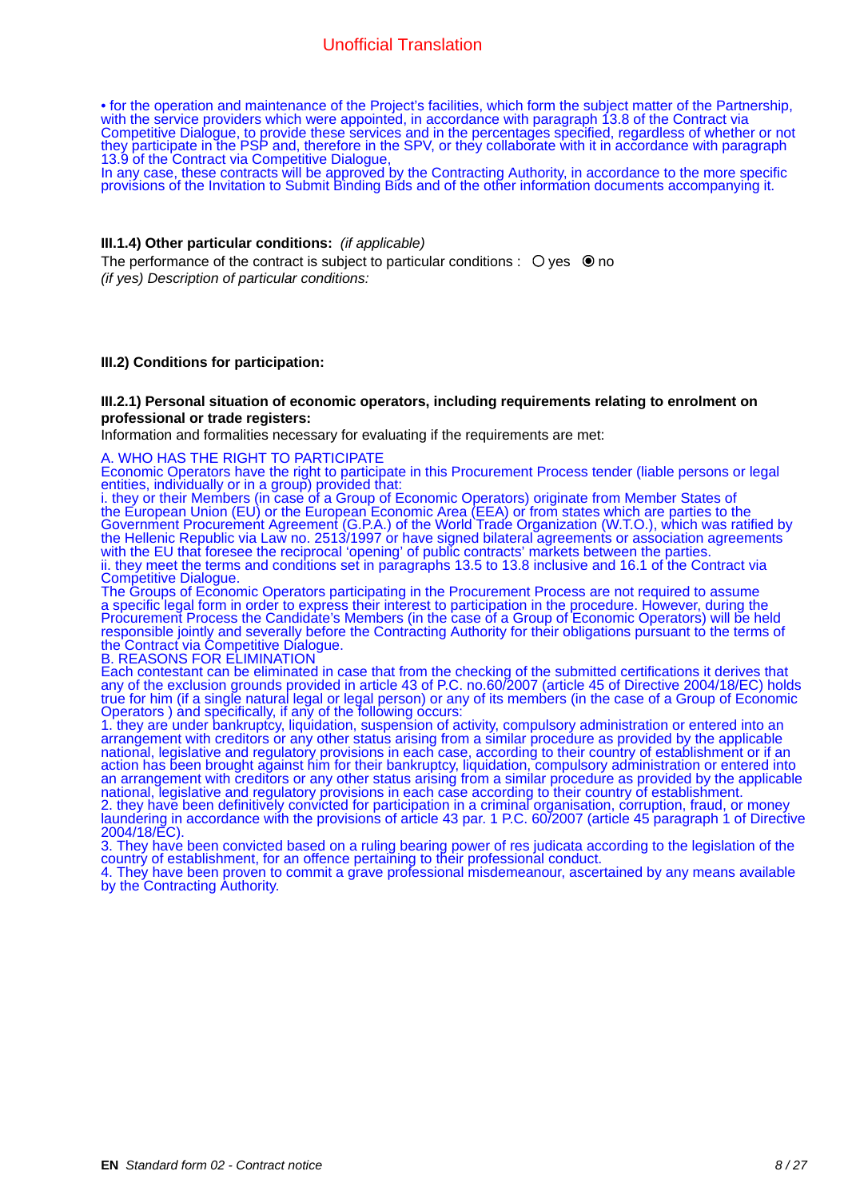• for the operation and maintenance of the Project's facilities, which form the subject matter of the Partnership, with the service providers which were appointed, in accordance with paragraph 13.8 of the Contract via Competitive Dialogue, to provide these services and in the percentages specified, regardless of whether or not they participate in the PSP and, therefore in the SPV, or they collaborate with it in accordance with paragraph 13.9 of the Contract via Competitive Dialogue,
In any case, these contracts will be approved by the Contracting Authority, in accordance to the more specific provisions of the Invitation to Submit Binding Bids and of the other information documents accompanying it.

**III.1.4) Other particular conditions:** *(if applicable)*

The performance of the contract is subject to particular conditions : ○ yes ◉ no

*(if yes) Description of particular conditions:*

**III.2) Conditions for participation:**

**III.2.1) Personal situation of economic operators, including requirements relating to enrolment on professional or trade registers:**

Information and formalities necessary for evaluating if the requirements are met:

A. WHO HAS THE RIGHT TO PARTICIPATE
Economic Operators have the right to participate in this Procurement Process tender (liable persons or legal entities, individually or in a group) provided that:
i. they or their Members (in case of a Group of Economic Operators) originate from Member States of the European Union (EU) or the European Economic Area (EEA) or from states which are parties to the Government Procurement Agreement (G.P.A.) of the World Trade Organization (W.T.O.), which was ratified by the Hellenic Republic via Law no. 2513/1997 or have signed bilateral agreements or association agreements with the EU that foresee the reciprocal 'opening' of public contracts' markets between the parties.
ii. they meet the terms and conditions set in paragraphs 13.5 to 13.8 inclusive and 16.1 of the Contract via Competitive Dialogue.
The Groups of Economic Operators participating in the Procurement Process are not required to assume a specific legal form in order to express their interest to participation in the procedure. However, during the Procurement Process the Candidate's Members (in the case of a Group of Economic Operators) will be held responsible jointly and severally before the Contracting Authority for their obligations pursuant to the terms of the Contract via Competitive Dialogue.
B. REASONS FOR ELIMINATION
Each contestant can be eliminated in case that from the checking of the submitted certifications it derives that any of the exclusion grounds provided in article 43 of P.C. no.60/2007 (article 45 of Directive 2004/18/EC) holds true for him (if a single natural legal or legal person) or any of its members (in the case of a Group of Economic Operators ) and specifically, if any of the following occurs:
1. they are under bankruptcy, liquidation, suspension of activity, compulsory administration or entered into an arrangement with creditors or any other status arising from a similar procedure as provided by the applicable national, legislative and regulatory provisions in each case, according to their country of establishment or if an action has been brought against him for their bankruptcy, liquidation, compulsory administration or entered into an arrangement with creditors or any other status arising from a similar procedure as provided by the applicable national, legislative and regulatory provisions in each case according to their country of establishment.
2. they have been definitively convicted for participation in a criminal organisation, corruption, fraud, or money laundering in accordance with the provisions of article 43 par. 1 P.C. 60/2007 (article 45 paragraph 1 of Directive 2004/18/EC).
3. They have been convicted based on a ruling bearing power of res judicata according to the legislation of the country of establishment, for an offence pertaining to their professional conduct.
4. They have been proven to commit a grave professional misdemeanour, ascertained by any means available by the Contracting Authority.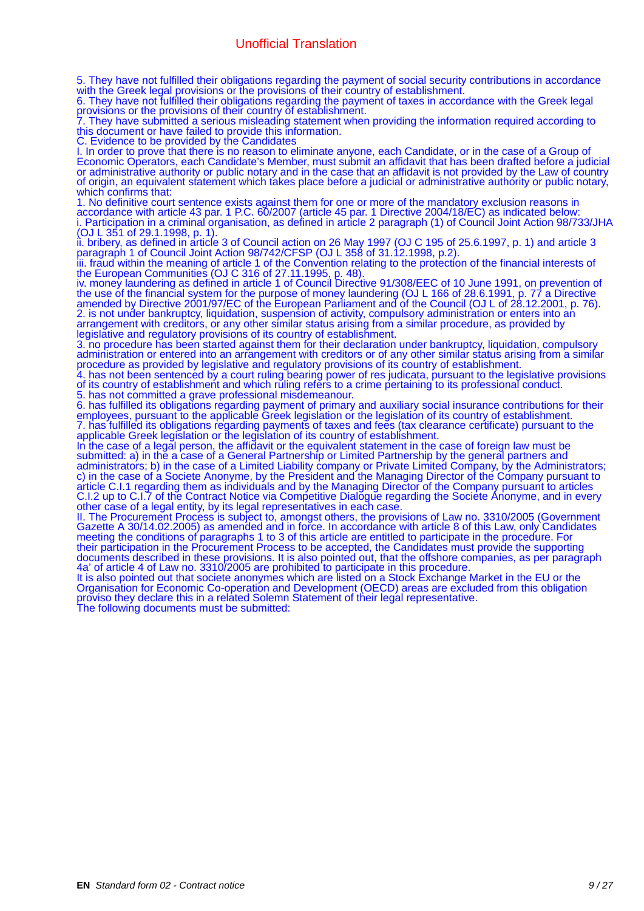Unofficial Translation

5. They have not fulfilled their obligations regarding the payment of social security contributions in accordance with the Greek legal provisions or the provisions of their country of establishment.
6. They have not fulfilled their obligations regarding the payment of taxes in accordance with the Greek legal provisions or the provisions of their country of establishment.
7. They have submitted a serious misleading statement when providing the information required according to this document or have failed to provide this information.
C. Evidence to be provided by the Candidates
I. In order to prove that there is no reason to eliminate anyone, each Candidate, or in the case of a Group of Economic Operators, each Candidate's Member, must submit an affidavit that has been drafted before a judicial or administrative authority or public notary and in the case that an affidavit is not provided by the Law of country of origin, an equivalent statement which takes place before a judicial or administrative authority or public notary, which confirms that:
1. No definitive court sentence exists against them for one or more of the mandatory exclusion reasons in accordance with article 43 par. 1 P.C. 60/2007 (article 45 par. 1 Directive 2004/18/EC) as indicated below:
i. Participation in a criminal organisation, as defined in article 2 paragraph (1) of Council Joint Action 98/733/JHA (OJ L 351 of 29.1.1998, p. 1).
ii. bribery, as defined in article 3 of Council action on 26 May 1997 (OJ C 195 of 25.6.1997, p. 1) and article 3 paragraph 1 of Council Joint Action 98/742/CFSP (OJ L 358 of 31.12.1998, p.2).
iii. fraud within the meaning of article 1 of the Convention relating to the protection of the financial interests of the European Communities (OJ C 316 of 27.11.1995, p. 48).
iv. money laundering as defined in article 1 of Council Directive 91/308/EEC of 10 June 1991, on prevention of the use of the financial system for the purpose of money laundering (OJ L 166 of 28.6.1991, p. 77 a Directive amended by Directive 2001/97/EC of the European Parliament and of the Council (OJ L of 28.12.2001, p. 76).
2. is not under bankruptcy, liquidation, suspension of activity, compulsory administration or enters into an arrangement with creditors, or any other similar status arising from a similar procedure, as provided by legislative and regulatory provisions of its country of establishment.
3. no procedure has been started against them for their declaration under bankruptcy, liquidation, compulsory administration or entered into an arrangement with creditors or of any other similar status arising from a similar procedure as provided by legislative and regulatory provisions of its country of establishment.
4. has not been sentenced by a court ruling bearing power of res judicata, pursuant to the legislative provisions of its country of establishment and which ruling refers to a crime pertaining to its professional conduct.
5. has not committed a grave professional misdemeanour.
6. has fulfilled its obligations regarding payment of primary and auxiliary social insurance contributions for their employees, pursuant to the applicable Greek legislation or the legislation of its country of establishment.
7. has fulfilled its obligations regarding payments of taxes and fees (tax clearance certificate) pursuant to the applicable Greek legislation or the legislation of its country of establishment.
In the case of a legal person, the affidavit or the equivalent statement in the case of foreign law must be submitted: a) in the a case of a General Partnership or Limited Partnership by the general partners and administrators; b) in the case of a Limited Liability company or Private Limited Company, by the Administrators; c) in the case of a Societe Anonyme, by the President and the Managing Director of the Company pursuant to article C.I.1 regarding them as individuals and by the Managing Director of the Company pursuant to articles C.I.2 up to C.I.7 of the Contract Notice via Competitive Dialogue regarding the Societe Anonyme, and in every other case of a legal entity, by its legal representatives in each case.
II. The Procurement Process is subject to, amongst others, the provisions of Law no. 3310/2005 (Government Gazette A 30/14.02.2005) as amended and in force. In accordance with article 8 of this Law, only Candidates meeting the conditions of paragraphs 1 to 3 of this article are entitled to participate in the procedure. For their participation in the Procurement Process to be accepted, the Candidates must provide the supporting documents described in these provisions. It is also pointed out, that the offshore companies, as per paragraph 4a' of article 4 of Law no. 3310/2005 are prohibited to participate in this procedure.
It is also pointed out that societe anonymes which are listed on a Stock Exchange Market in the EU or the Organisation for Economic Co-operation and Development (OECD) areas are excluded from this obligation proviso they declare this in a related Solemn Statement of their legal representative.
The following documents must be submitted: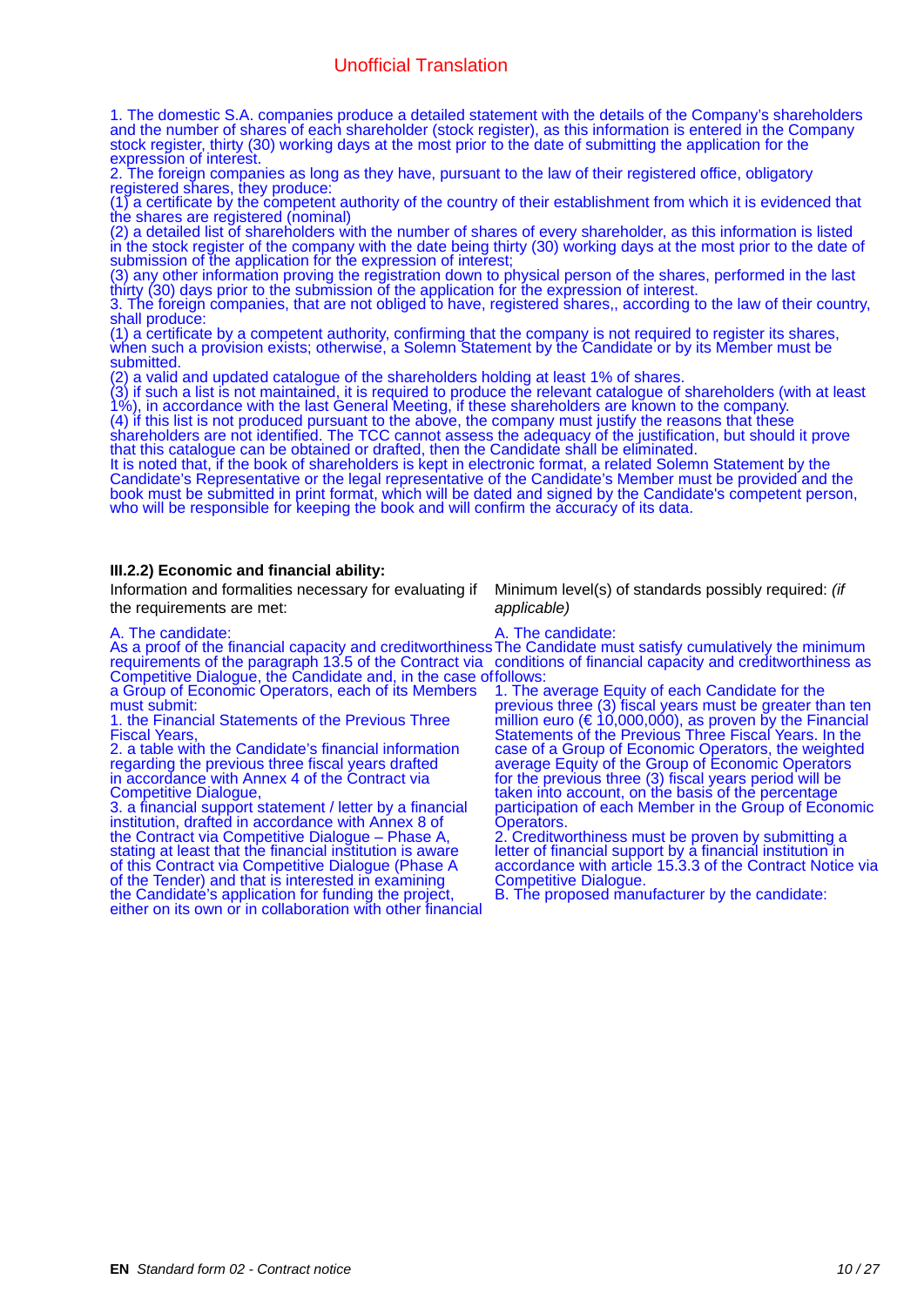Unofficial Translation

1. The domestic S.A. companies produce a detailed statement with the details of the Company's shareholders and the number of shares of each shareholder (stock register), as this information is entered in the Company stock register, thirty (30) working days at the most prior to the date of submitting the application for the expression of interest.
2. The foreign companies as long as they have, pursuant to the law of their registered office, obligatory registered shares, they produce:
(1) a certificate by the competent authority of the country of their establishment from which it is evidenced that the shares are registered (nominal)
(2) a detailed list of shareholders with the number of shares of every shareholder, as this information is listed in the stock register of the company with the date being thirty (30) working days at the most prior to the date of submission of the application for the expression of interest;
(3) any other information proving the registration down to physical person of the shares, performed in the last thirty (30) days prior to the submission of the application for the expression of interest.
3. The foreign companies, that are not obliged to have, registered shares,, according to the law of their country, shall produce:
(1) a certificate by a competent authority, confirming that the company is not required to register its shares, when such a provision exists; otherwise, a Solemn Statement by the Candidate or by its Member must be submitted.
(2) a valid and updated catalogue of the shareholders holding at least 1% of shares.
(3) if such a list is not maintained, it is required to produce the relevant catalogue of shareholders (with at least 1%), in accordance with the last General Meeting, if these shareholders are known to the company.
(4) if this list is not produced pursuant to the above, the company must justify the reasons that these shareholders are not identified. The TCC cannot assess the adequacy of the justification, but should it prove that this catalogue can be obtained or drafted, then the Candidate shall be eliminated.
It is noted that, if the book of shareholders is kept in electronic format, a related Solemn Statement by the Candidate's Representative or the legal representative of the Candidate's Member must be provided and the book must be submitted in print format, which will be dated and signed by the Candidate's competent person, who will be responsible for keeping the book and will confirm the accuracy of its data.

**III.2.2) Economic and financial ability:**

Information and formalities necessary for evaluating if the requirements are met:

A. The candidate:
As a proof of the financial capacity and creditworthiness requirements of the paragraph 13.5 of the Contract via Competitive Dialogue, the Candidate and, in the case of a Group of Economic Operators, each of its Members must submit:
1. the Financial Statements of the Previous Three Fiscal Years,
2. a table with the Candidate's financial information regarding the previous three fiscal years drafted in accordance with Annex 4 of the Contract via Competitive Dialogue,
3. a financial support statement / letter by a financial institution, drafted in accordance with Annex 8 of the Contract via Competitive Dialogue – Phase A, stating at least that the financial institution is aware of this Contract via Competitive Dialogue (Phase A of the Tender) and that is interested in examining the Candidate's application for funding the project, either on its own or in collaboration with other financial

Minimum level(s) of standards possibly required: *(if applicable)*

A. The candidate:
The Candidate must satisfy cumulatively the minimum conditions of financial capacity and creditworthiness as follows:
1. The average Equity of each Candidate for the previous three (3) fiscal years must be greater than ten million euro (€ 10,000,000), as proven by the Financial Statements of the Previous Three Fiscal Years. In the case of a Group of Economic Operators, the weighted average Equity of the Group of Economic Operators for the previous three (3) fiscal years period will be taken into account, on the basis of the percentage participation of each Member in the Group of Economic Operators.
2. Creditworthiness must be proven by submitting a letter of financial support by a financial institution in accordance with article 15.3.3 of the Contract Notice via Competitive Dialogue.
B. The proposed manufacturer by the candidate: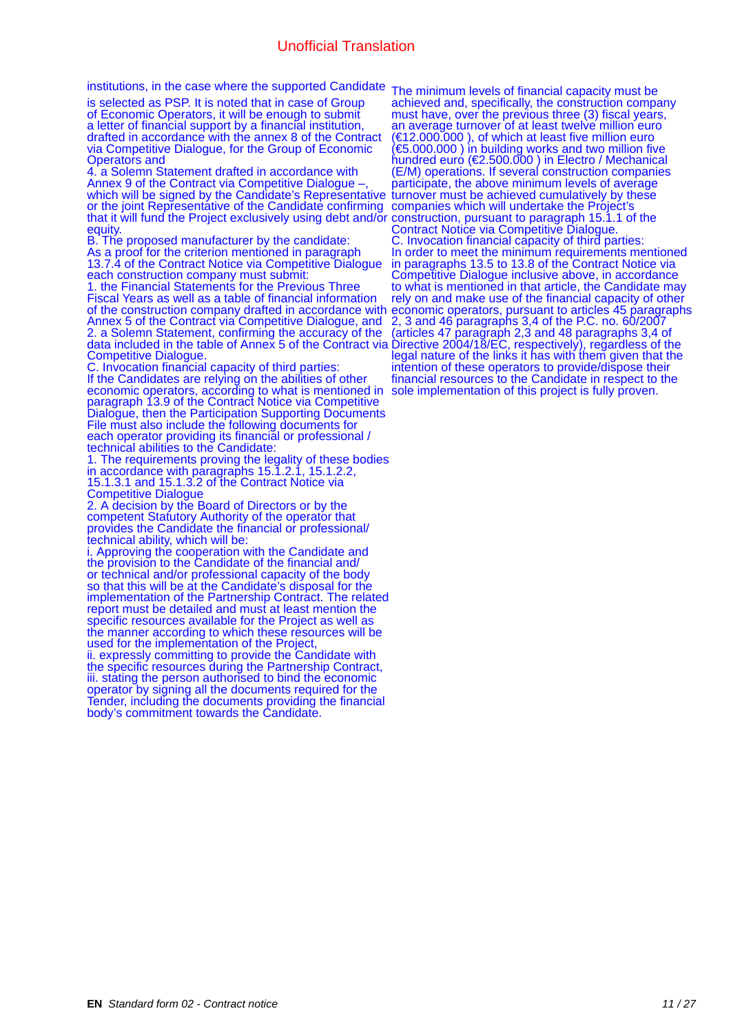institutions, in the case where the supported Candidate is selected as PSP. It is noted that in case of Group of Economic Operators, it will be enough to submit a letter of financial support by a financial institution, drafted in accordance with the annex 8 of the Contract via Competitive Dialogue, for the Group of Economic Operators and

4. a Solemn Statement drafted in accordance with Annex 9 of the Contract via Competitive Dialogue –, which will be signed by the Candidate's Representative or the joint Representative of the Candidate confirming that it will fund the Project exclusively using debt and/or equity.

B. The proposed manufacturer by the candidate:

As a proof for the criterion mentioned in paragraph 13.7.4 of the Contract Notice via Competitive Dialogue each construction company must submit:

1. the Financial Statements for the Previous Three Fiscal Years as well as a table of financial information of the construction company drafted in accordance with Annex 5 of the Contract via Competitive Dialogue, and
2. a Solemn Statement, confirming the accuracy of the data included in the table of Annex 5 of the Contract via Competitive Dialogue.

C. Invocation financial capacity of third parties:

If the Candidates are relying on the abilities of other economic operators, according to what is mentioned in paragraph 13.9 of the Contract Notice via Competitive Dialogue, then the Participation Supporting Documents File must also include the following documents for each operator providing its financial or professional / technical abilities to the Candidate:

1. The requirements proving the legality of these bodies in accordance with paragraphs 15.1.2.1, 15.1.2.2, 15.1.3.1 and 15.1.3.2 of the Contract Notice via Competitive Dialogue
2. A decision by the Board of Directors or by the competent Statutory Authority of the operator that provides the Candidate the financial or professional/ technical ability, which will be:

i. Approving the cooperation with the Candidate and the provision to the Candidate of the financial and/ or technical and/or professional capacity of the body so that this will be at the Candidate's disposal for the implementation of the Partnership Contract. The related report must be detailed and must at least mention the specific resources available for the Project as well as the manner according to which these resources will be used for the implementation of the Project,

ii. expressly committing to provide the Candidate with the specific resources during the Partnership Contract,

iii. stating the person authorised to bind the economic operator by signing all the documents required for the Tender, including the documents providing the financial body's commitment towards the Candidate.

The minimum levels of financial capacity must be achieved and, specifically, the construction company must have, over the previous three (3) fiscal years, an average turnover of at least twelve million euro (€12.000.000 ), of which at least five million euro (€5.000.000 ) in building works and two million five hundred euro (€2.500.000 ) in Electro / Mechanical (E/M) operations. If several construction companies participate, the above minimum levels of average turnover must be achieved cumulatively by these companies which will undertake the Project's construction, pursuant to paragraph 15.1.1 of the Contract Notice via Competitive Dialogue.

C. Invocation financial capacity of third parties:

In order to meet the minimum requirements mentioned in paragraphs 13.5 to 13.8 of the Contract Notice via Competitive Dialogue inclusive above, in accordance to what is mentioned in that article, the Candidate may rely on and make use of the financial capacity of other economic operators, pursuant to articles 45 paragraphs 2, 3 and 46 paragraphs 3,4 of the P.C. no. 60/2007 (articles 47 paragraph 2,3 and 48 paragraphs 3,4 of Directive 2004/18/EC, respectively), regardless of the legal nature of the links it has with them given that the intention of these operators to provide/dispose their financial resources to the Candidate in respect to the sole implementation of this project is fully proven.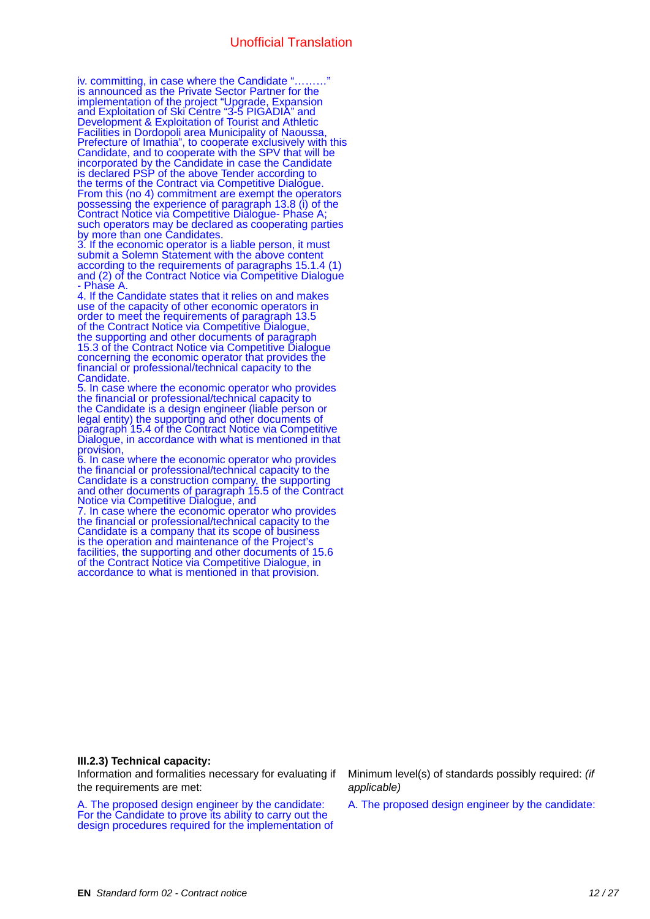iv. committing, in case where the Candidate "………" is announced as the Private Sector Partner for the implementation of the project "Upgrade, Expansion and Exploitation of Ski Centre "3-5 PIGADIA" and Development & Exploitation of Tourist and Athletic Facilities in Dordopoli area Municipality of Naoussa, Prefecture of Imathia", to cooperate exclusively with this Candidate, and to cooperate with the SPV that will be incorporated by the Candidate in case the Candidate is declared PSP of the above Tender according to the terms of the Contract via Competitive Dialogue. From this (no 4) commitment are exempt the operators possessing the experience of paragraph 13.8 (i) of the Contract Notice via Competitive Dialogue- Phase A; such operators may be declared as cooperating parties by more than one Candidates.

3. If the economic operator is a liable person, it must submit a Solemn Statement with the above content according to the requirements of paragraphs 15.1.4 (1) and (2) of the Contract Notice via Competitive Dialogue - Phase A.

4. If the Candidate states that it relies on and makes use of the capacity of other economic operators in order to meet the requirements of paragraph 13.5 of the Contract Notice via Competitive Dialogue, the supporting and other documents of paragraph 15.3 of the Contract Notice via Competitive Dialogue concerning the economic operator that provides the financial or professional/technical capacity to the Candidate.

5. In case where the economic operator who provides the financial or professional/technical capacity to the Candidate is a design engineer (liable person or legal entity) the supporting and other documents of paragraph 15.4 of the Contract Notice via Competitive Dialogue, in accordance with what is mentioned in that provision,

6. In case where the economic operator who provides the financial or professional/technical capacity to the Candidate is a construction company, the supporting and other documents of paragraph 15.5 of the Contract Notice via Competitive Dialogue, and

7. In case where the economic operator who provides the financial or professional/technical capacity to the Candidate is a company that its scope of business is the operation and maintenance of the Project's facilities, the supporting and other documents of 15.6 of the Contract Notice via Competitive Dialogue, in accordance to what is mentioned in that provision.

**III.2.3) Technical capacity:**

Information and formalities necessary for evaluating if the requirements are met:

A. The proposed design engineer by the candidate: For the Candidate to prove its ability to carry out the design procedures required for the implementation of

Minimum level(s) of standards possibly required: *(if applicable)*

A. The proposed design engineer by the candidate: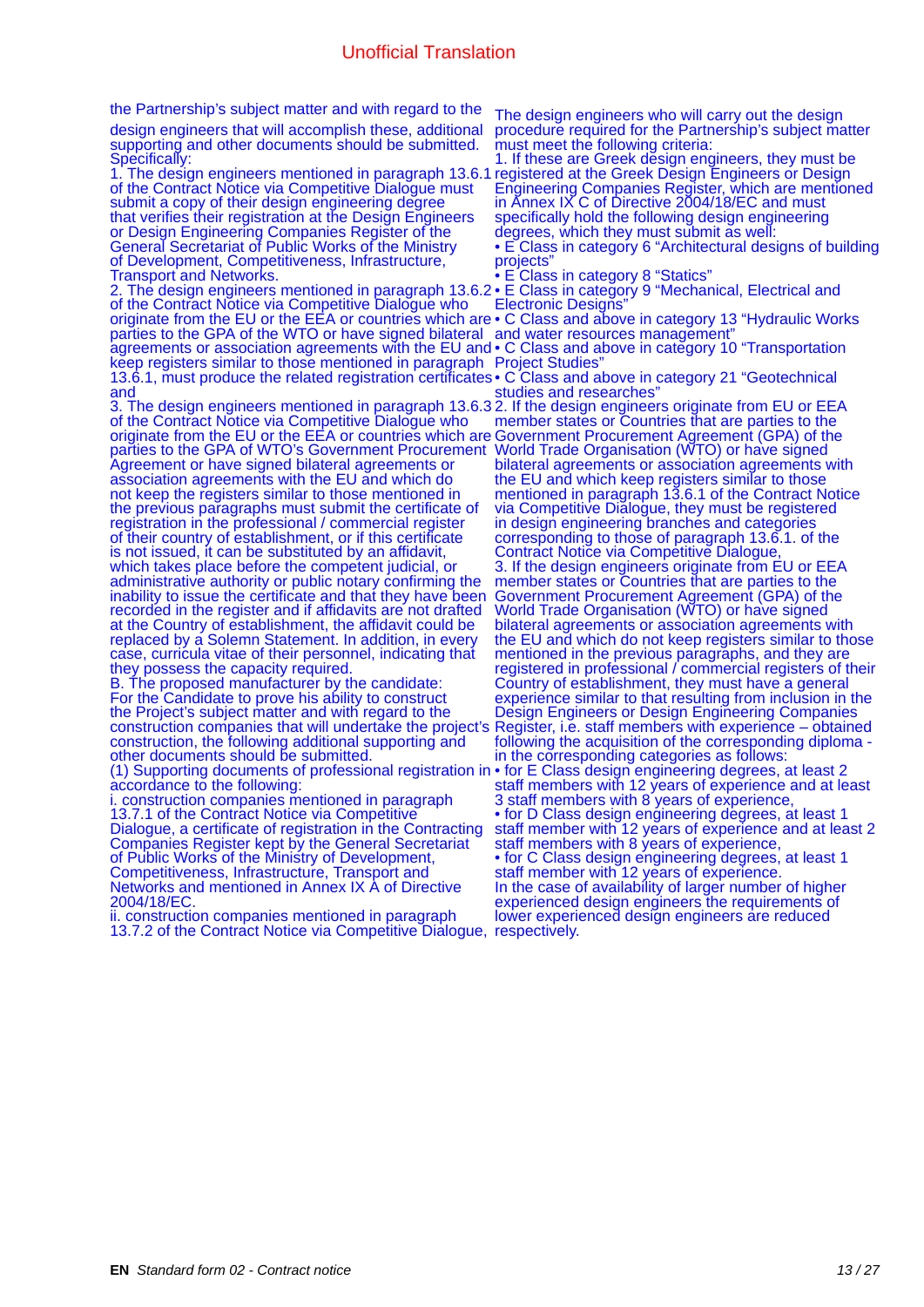Unofficial Translation

the Partnership's subject matter and with regard to the design engineers that will accomplish these, additional supporting and other documents should be submitted. Specifically:

1. The design engineers mentioned in paragraph 13.6.1 of the Contract Notice via Competitive Dialogue must submit a copy of their design engineering degree that verifies their registration at the Design Engineers or Design Engineering Companies Register of the General Secretariat of Public Works of the Ministry of Development, Competitiveness, Infrastructure, Transport and Networks.
2. The design engineers mentioned in paragraph 13.6.2 of the Contract Notice via Competitive Dialogue who originate from the EU or the EEA or countries which are parties to the GPA of the WTO or have signed bilateral agreements or association agreements with the EU and keep registers similar to those mentioned in paragraph 13.6.1, must produce the related registration certificates and
3. The design engineers mentioned in paragraph 13.6.3 of the Contract Notice via Competitive Dialogue who originate from the EU or the EEA or countries which are parties to the GPA of WTO's Government Procurement Agreement or have signed bilateral agreements or association agreements with the EU and which do not keep the registers similar to those mentioned in the previous paragraphs must submit the certificate of registration in the professional / commercial register of their country of establishment, or if this certificate is not issued, it can be substituted by an affidavit, which takes place before the competent judicial, or administrative authority or public notary confirming the inability to issue the certificate and that they have been recorded in the register and if affidavits are not drafted at the Country of establishment, the affidavit could be replaced by a Solemn Statement. In addition, in every case, curricula vitae of their personnel, indicating that they possess the capacity required.

B. The proposed manufacturer by the candidate:
For the Candidate to prove his ability to construct the Project's subject matter and with regard to the construction companies that will undertake the project's construction, the following additional supporting and other documents should be submitted.
(1) Supporting documents of professional registration in accordance to the following:
i. construction companies mentioned in paragraph 13.7.1 of the Contract Notice via Competitive Dialogue, a certificate of registration in the Contracting Companies Register kept by the General Secretariat of Public Works of the Ministry of Development, Competitiveness, Infrastructure, Transport and Networks and mentioned in Annex IX A of Directive 2004/18/EC.
ii. construction companies mentioned in paragraph 13.7.2 of the Contract Notice via Competitive Dialogue,

The design engineers who will carry out the design procedure required for the Partnership's subject matter must meet the following criteria:
1. If these are Greek design engineers, they must be registered at the Greek Design Engineers or Design Engineering Companies Register, which are mentioned in Annex IX C of Directive 2004/18/EC and must specifically hold the following design engineering degrees, which they must submit as well:
• E Class in category 6 "Architectural designs of building projects"
• E Class in category 8 "Statics"
• E Class in category 9 "Mechanical, Electrical and Electronic Designs"
• C Class and above in category 13 "Hydraulic Works and water resources management"
• C Class and above in category 10 "Transportation Project Studies"
• C Class and above in category 21 "Geotechnical studies and researches"
2. If the design engineers originate from EU or EEA member states or Countries that are parties to the Government Procurement Agreement (GPA) of the World Trade Organisation (WTO) or have signed bilateral agreements or association agreements with the EU and which keep registers similar to those mentioned in paragraph 13.6.1 of the Contract Notice via Competitive Dialogue, they must be registered in design engineering branches and categories corresponding to those of paragraph 13.6.1. of the Contract Notice via Competitive Dialogue,
3. If the design engineers originate from EU or EEA member states or Countries that are parties to the Government Procurement Agreement (GPA) of the World Trade Organisation (WTO) or have signed bilateral agreements or association agreements with the EU and which do not keep registers similar to those mentioned in the previous paragraphs, and they are registered in professional / commercial registers of their Country of establishment, they must have a general experience similar to that resulting from inclusion in the Design Engineers or Design Engineering Companies Register, i.e. staff members with experience – obtained following the acquisition of the corresponding diploma - in the corresponding categories as follows:
• for E Class design engineering degrees, at least 2 staff members with 12 years of experience and at least 3 staff members with 8 years of experience,
• for D Class design engineering degrees, at least 1 staff member with 12 years of experience and at least 2 staff members with 8 years of experience,
• for C Class design engineering degrees, at least 1 staff member with 12 years of experience.
In the case of availability of larger number of higher experienced design engineers the requirements of lower experienced design engineers are reduced respectively.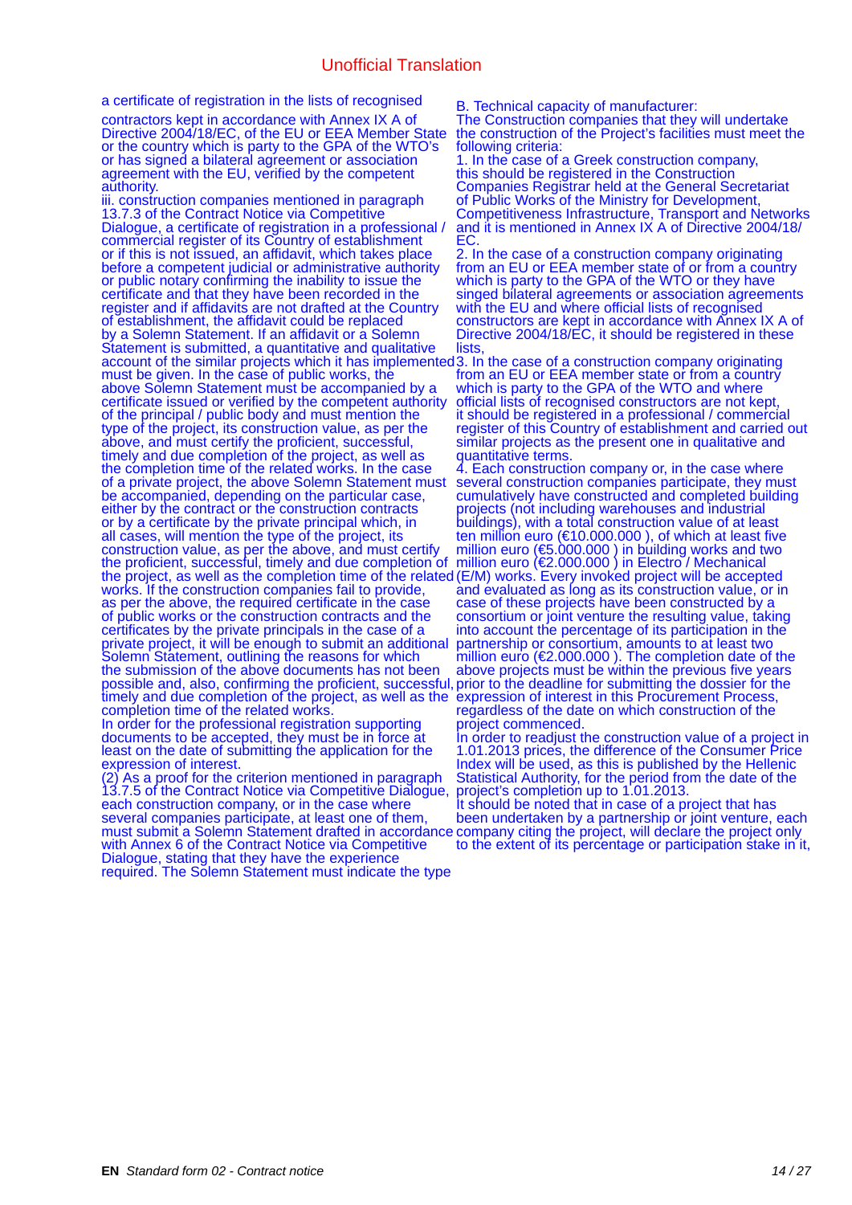Unofficial Translation

a certificate of registration in the lists of recognised contractors kept in accordance with Annex IX A of Directive 2004/18/EC, of the EU or EEA Member State or the country which is party to the GPA of the WTO's or has signed a bilateral agreement or association agreement with the EU, verified by the competent authority.

iii. construction companies mentioned in paragraph 13.7.3 of the Contract Notice via Competitive Dialogue, a certificate of registration in a professional / commercial register of its Country of establishment or if this is not issued, an affidavit, which takes place before a competent judicial or administrative authority or public notary confirming the inability to issue the certificate and that they have been recorded in the register and if affidavits are not drafted at the Country of establishment, the affidavit could be replaced by a Solemn Statement. If an affidavit or a Solemn Statement is submitted, a quantitative and qualitative account of the similar projects which it has implemented must be given. In the case of public works, the above Solemn Statement must be accompanied by a certificate issued or verified by the competent authority of the principal / public body and must mention the type of the project, its construction value, as per the above, and must certify the proficient, successful, timely and due completion of the project, as well as the completion time of the related works. In the case of a private project, the above Solemn Statement must be accompanied, depending on the particular case, either by the contract or the construction contracts or by a certificate by the private principal which, in all cases, will mention the type of the project, its construction value, as per the above, and must certify the proficient, successful, timely and due completion of the project, as well as the completion time of the related works. If the construction companies fail to provide, as per the above, the required certificate in the case of public works or the construction contracts and the certificates by the private principals in the case of a private project, it will be enough to submit an additional Solemn Statement, outlining the reasons for which the submission of the above documents has not been possible and, also, confirming the proficient, successful, timely and due completion of the project, as well as the completion time of the related works.

In order for the professional registration supporting documents to be accepted, they must be in force at least on the date of submitting the application for the expression of interest.

(2) As a proof for the criterion mentioned in paragraph 13.7.5 of the Contract Notice via Competitive Dialogue, each construction company, or in the case where several companies participate, at least one of them, must submit a Solemn Statement drafted in accordance with Annex 6 of the Contract Notice via Competitive Dialogue, stating that they have the experience required. The Solemn Statement must indicate the type

B. Technical capacity of manufacturer:

The Construction companies that they will undertake the construction of the Project's facilities must meet the following criteria:

1. In the case of a Greek construction company, this should be registered in the Construction Companies Registrar held at the General Secretariat of Public Works of the Ministry for Development, Competitiveness Infrastructure, Transport and Networks and it is mentioned in Annex IX A of Directive 2004/18/EC.

2. In the case of a construction company originating from an EU or EEA member state of or from a country which is party to the GPA of the WTO or they have singed bilateral agreements or association agreements with the EU and where official lists of recognised constructors are kept in accordance with Annex IX A of Directive 2004/18/EC, it should be registered in these lists,

3. In the case of a construction company originating from an EU or EEA member state or from a country which is party to the GPA of the WTO and where official lists of recognised constructors are not kept, it should be registered in a professional / commercial register of this Country of establishment and carried out similar projects as the present one in qualitative and quantitative terms.

4. Each construction company or, in the case where several construction companies participate, they must cumulatively have constructed and completed building projects (not including warehouses and industrial buildings), with a total construction value of at least ten million euro (€10.000.000 ), of which at least five million euro (€5.000.000 ) in building works and two million euro (€2.000.000 ) in Electro / Mechanical (E/M) works. Every invoked project will be accepted and evaluated as long as its construction value, or in case of these projects have been constructed by a consortium or joint venture the resulting value, taking into account the percentage of its participation in the partnership or consortium, amounts to at least two million euro (€2.000.000 ). The completion date of the above projects must be within the previous five years prior to the deadline for submitting the dossier for the expression of interest in this Procurement Process, regardless of the date on which construction of the project commenced.

In order to readjust the construction value of a project in 1.01.2013 prices, the difference of the Consumer Price Index will be used, as this is published by the Hellenic Statistical Authority, for the period from the date of the project's completion up to 1.01.2013.

It should be noted that in case of a project that has been undertaken by a partnership or joint venture, each company citing the project, will declare the project only to the extent of its percentage or participation stake in it,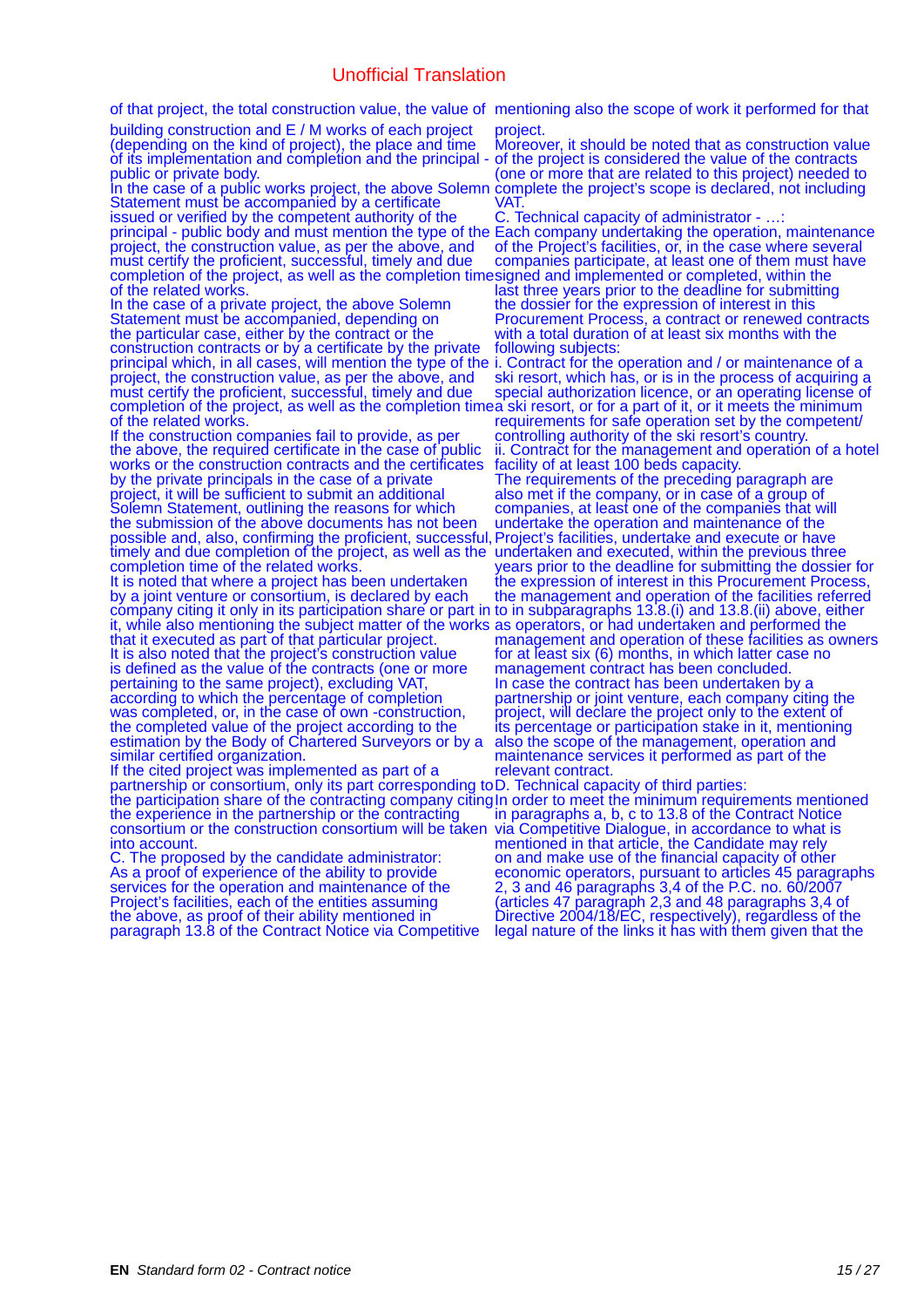Unofficial Translation

of that project, the total construction value, the value of building construction and E / M works of each project (depending on the kind of project), the place and time of its implementation and completion and the principal - public or private body.

In the case of a public works project, the above Solemn Statement must be accompanied by a certificate issued or verified by the competent authority of the principal - public body and must mention the type of the project, the construction value, as per the above, and must certify the proficient, successful, timely and due completion of the project, as well as the completion time of the related works.

In the case of a private project, the above Solemn Statement must be accompanied, depending on the particular case, either by the contract or the construction contracts or by a certificate by the private principal which, in all cases, will mention the type of the project, the construction value, as per the above, and must certify the proficient, successful, timely and due completion of the project, as well as the completion time of the related works.

If the construction companies fail to provide, as per the above, the required certificate in the case of public works or the construction contracts and the certificates by the private principals in the case of a private project, it will be sufficient to submit an additional Solemn Statement, outlining the reasons for which the submission of the above documents has not been possible and, also, confirming the proficient, successful, timely and due completion of the project, as well as the completion time of the related works.

It is noted that where a project has been undertaken by a joint venture or consortium, is declared by each company citing it only in its participation share or part in it, while also mentioning the subject matter of the works that it executed as part of that particular project.

It is also noted that the project's construction value is defined as the value of the contracts (one or more pertaining to the same project), excluding VAT, according to which the percentage of completion was completed, or, in the case of own -construction, the completed value of the project according to the estimation by the Body of Chartered Surveyors or by a similar certified organization.

If the cited project was implemented as part of a partnership or consortium, only its part corresponding to the participation share of the contracting company citing the experience in the partnership or the contracting consortium or the construction consortium will be taken into account.

C. The proposed by the candidate administrator:
As a proof of experience of the ability to provide services for the operation and maintenance of the Project's facilities, each of the entities assuming the above, as proof of their ability mentioned in paragraph 13.8 of the Contract Notice via Competitive mentioning also the scope of work it performed for that project.

Moreover, it should be noted that as construction value of the project is considered the value of the contracts (one or more that are related to this project) needed to complete the project's scope is declared, not including VAT.

C. Technical capacity of administrator - …:
Each company undertaking the operation, maintenance of the Project's facilities, or, in the case where several companies participate, at least one of them must have signed and implemented or completed, within the last three years prior to the deadline for submitting the dossier for the expression of interest in this Procurement Process, a contract or renewed contracts with a total duration of at least six months with the following subjects:

i. Contract for the operation and / or maintenance of a ski resort, which has, or is in the process of acquiring a special authorization licence, or an operating license of a ski resort, or for a part of it, or it meets the minimum requirements for safe operation set by the competent/ controlling authority of the ski resort's country.

ii. Contract for the management and operation of a hotel facility of at least 100 beds capacity.

The requirements of the preceding paragraph are also met if the company, or in case of a group of companies, at least one of the companies that will undertake the operation and maintenance of the Project's facilities, undertake and execute or have undertaken and executed, within the previous three years prior to the deadline for submitting the dossier for the expression of interest in this Procurement Process, the management and operation of the facilities referred to in subparagraphs 13.8.(i) and 13.8.(ii) above, either as operators, or had undertaken and performed the management and operation of these facilities as owners for at least six (6) months, in which latter case no management contract has been concluded.

In case the contract has been undertaken by a partnership or joint venture, each company citing the project, will declare the project only to the extent of its percentage or participation stake in it, mentioning also the scope of the management, operation and maintenance services it performed as part of the relevant contract.

D. Technical capacity of third parties:
In order to meet the minimum requirements mentioned in paragraphs a, b, c to 13.8 of the Contract Notice via Competitive Dialogue, in accordance to what is mentioned in that article, the Candidate may rely on and make use of the financial capacity of other economic operators, pursuant to articles 45 paragraphs 2, 3 and 46 paragraphs 3,4 of the P.C. no. 60/2007 (articles 47 paragraph 2,3 and 48 paragraphs 3,4 of Directive 2004/18/EC, respectively), regardless of the legal nature of the links it has with them given that the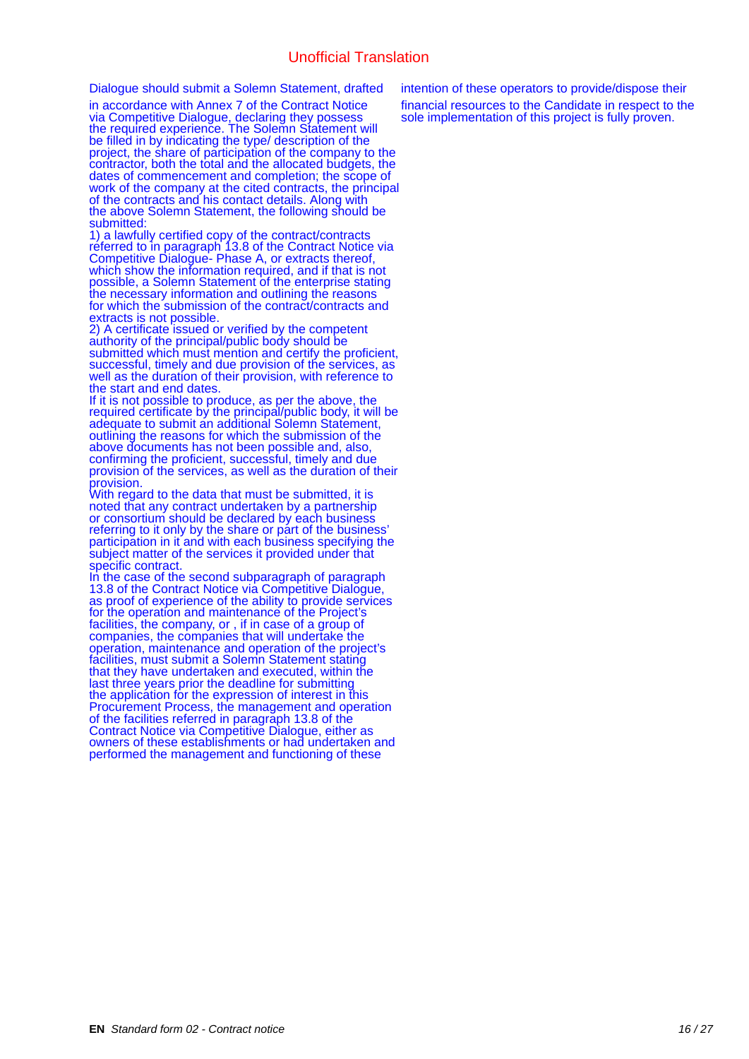Unofficial Translation

Dialogue should submit a Solemn Statement, drafted in accordance with Annex 7 of the Contract Notice via Competitive Dialogue, declaring they possess the required experience. The Solemn Statement will be filled in by indicating the type/ description of the project, the share of participation of the company to the contractor, both the total and the allocated budgets, the dates of commencement and completion; the scope of work of the company at the cited contracts, the principal of the contracts and his contact details. Along with the above Solemn Statement, the following should be submitted:

1) a lawfully certified copy of the contract/contracts referred to in paragraph 13.8 of the Contract Notice via Competitive Dialogue- Phase A, or extracts thereof, which show the information required, and if that is not possible, a Solemn Statement of the enterprise stating the necessary information and outlining the reasons for which the submission of the contract/contracts and extracts is not possible.

2) A certificate issued or verified by the competent authority of the principal/public body should be submitted which must mention and certify the proficient, successful, timely and due provision of the services, as well as the duration of their provision, with reference to the start and end dates.

If it is not possible to produce, as per the above, the required certificate by the principal/public body, it will be adequate to submit an additional Solemn Statement, outlining the reasons for which the submission of the above documents has not been possible and, also, confirming the proficient, successful, timely and due provision of the services, as well as the duration of their provision.

With regard to the data that must be submitted, it is noted that any contract undertaken by a partnership or consortium should be declared by each business referring to it only by the share or part of the business' participation in it and with each business specifying the subject matter of the services it provided under that specific contract.

In the case of the second subparagraph of paragraph 13.8 of the Contract Notice via Competitive Dialogue, as proof of experience of the ability to provide services for the operation and maintenance of the Project's facilities, the company, or , if in case of a group of companies, the companies that will undertake the operation, maintenance and operation of the project's facilities, must submit a Solemn Statement stating that they have undertaken and executed, within the last three years prior the deadline for submitting the application for the expression of interest in this Procurement Process, the management and operation of the facilities referred in paragraph 13.8 of the Contract Notice via Competitive Dialogue, either as owners of these establishments or had undertaken and performed the management and functioning of these

intention of these operators to provide/dispose their financial resources to the Candidate in respect to the sole implementation of this project is fully proven.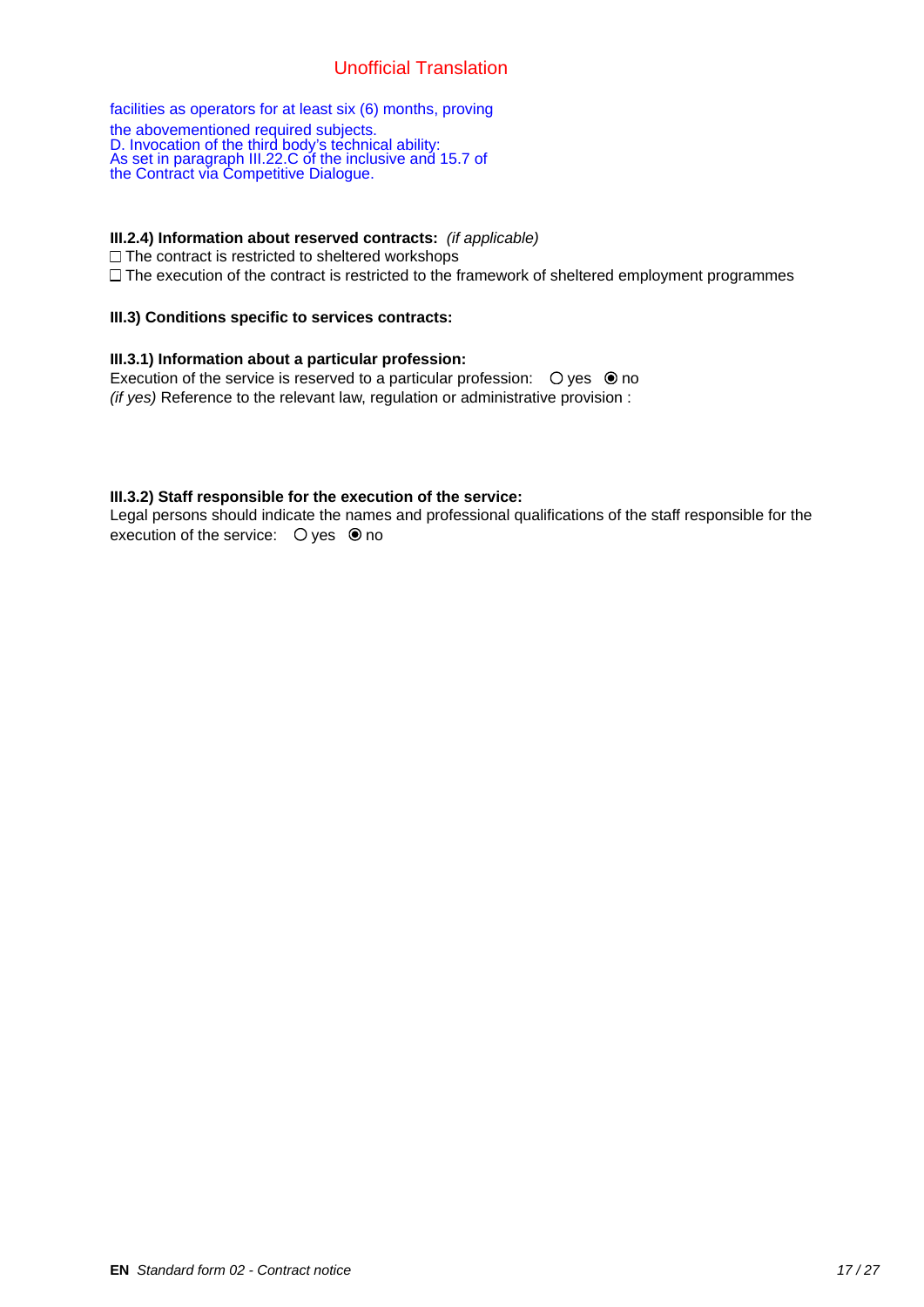Unofficial Translation

facilities as operators for at least six (6) months, proving the abovementioned required subjects.
D. Invocation of the third body's technical ability:
As set in paragraph III.22.C of the inclusive and 15.7 of the Contract via Competitive Dialogue.

**III.2.4) Information about reserved contracts:** *(if applicable)*

☐ The contract is restricted to sheltered workshops

☐ The execution of the contract is restricted to the framework of sheltered employment programmes

**III.3) Conditions specific to services contracts:**

**III.3.1) Information about a particular profession:**

Execution of the service is reserved to a particular profession: ○ yes ◉ no

*(if yes)* Reference to the relevant law, regulation or administrative provision :

**III.3.2) Staff responsible for the execution of the service:**

Legal persons should indicate the names and professional qualifications of the staff responsible for the execution of the service: ○ yes ◉ no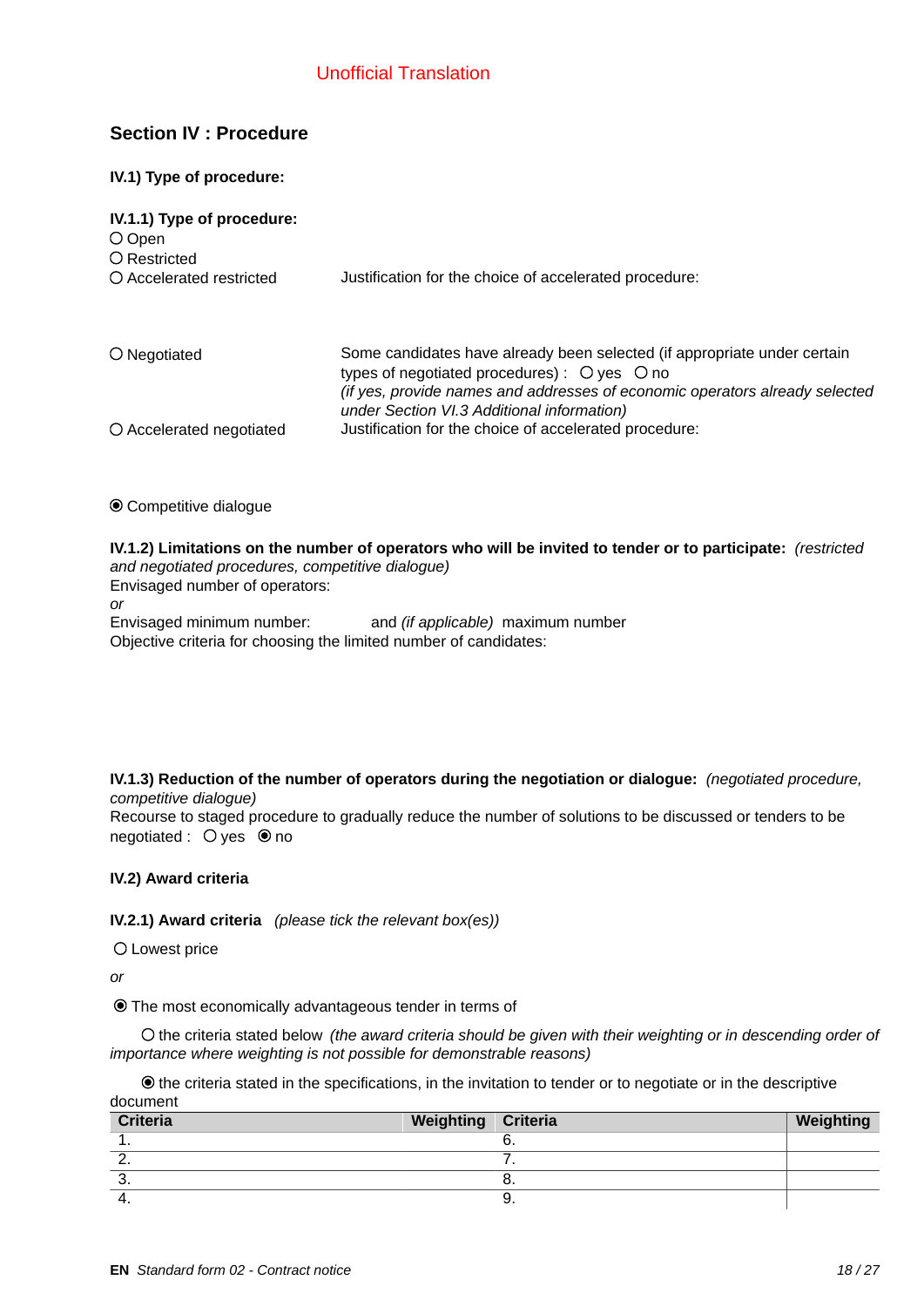Unofficial Translation

## Section IV : Procedure

**IV.1) Type of procedure:**

**IV.1.1) Type of procedure:**

○ Open

○ Restricted

○ Accelerated restricted — Justification for the choice of accelerated procedure:

○ Negotiated — Some candidates have already been selected (if appropriate under certain types of negotiated procedures) : ○ yes ○ no
*(if yes, provide names and addresses of economic operators already selected under Section VI.3 Additional information)*

○ Accelerated negotiated — Justification for the choice of accelerated procedure:

◉ Competitive dialogue

**IV.1.2) Limitations on the number of operators who will be invited to tender or to participate:** *(restricted and negotiated procedures, competitive dialogue)*

Envisaged number of operators:

*or*

Envisaged minimum number: and *(if applicable)* maximum number

Objective criteria for choosing the limited number of candidates:

**IV.1.3) Reduction of the number of operators during the negotiation or dialogue:** *(negotiated procedure, competitive dialogue)*

Recourse to staged procedure to gradually reduce the number of solutions to be discussed or tenders to be negotiated : ○ yes ◉ no

**IV.2) Award criteria**

**IV.2.1) Award criteria** *(please tick the relevant box(es))*

○ Lowest price

*or*

◉ The most economically advantageous tender in terms of

○ the criteria stated below *(the award criteria should be given with their weighting or in descending order of importance where weighting is not possible for demonstrable reasons)*

◉ the criteria stated in the specifications, in the invitation to tender or to negotiate or in the descriptive document

| Criteria | Weighting | Criteria | Weighting |
|---|---|---|---|
| 1. | | 6. | |
| 2. | | 7. | |
| 3. | | 8. | |
| 4. | | 9. | |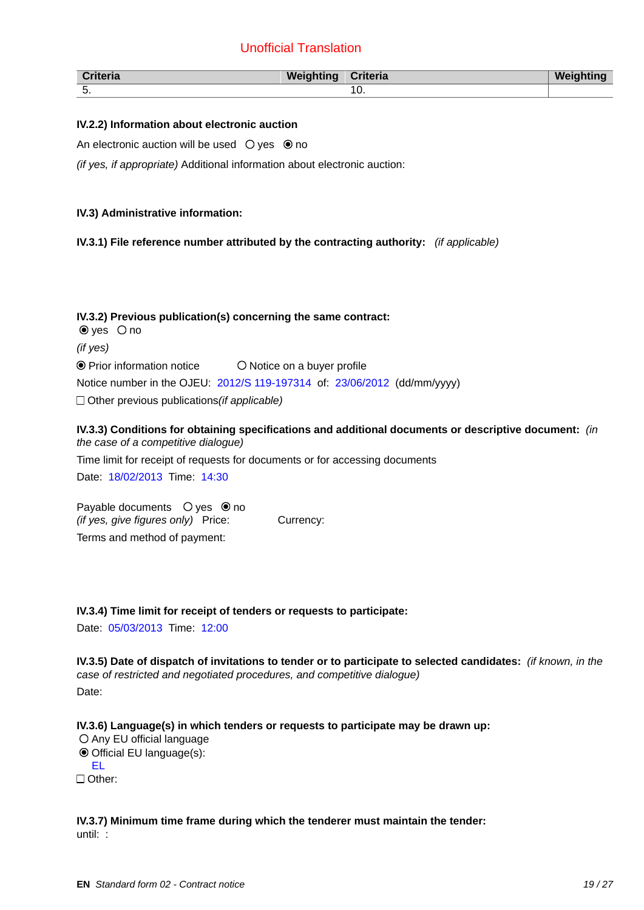Unofficial Translation

| Criteria | Weighting | Criteria | Weighting |
|---|---|---|---|
| 5. | | 10. | |

**IV.2.2) Information about electronic auction**

An electronic auction will be used ○ yes ◉ no

*(if yes, if appropriate)* Additional information about electronic auction:

**IV.3) Administrative information:**

**IV.3.1) File reference number attributed by the contracting authority:** *(if applicable)*

**IV.3.2) Previous publication(s) concerning the same contract:**
◉ yes ○ no

*(if yes)*

◉ Prior information notice ○ Notice on a buyer profile

Notice number in the OJEU: 2012/S 119-197314 of: 23/06/2012 (dd/mm/yyyy)

☐ Other previous publications*(if applicable)*

**IV.3.3) Conditions for obtaining specifications and additional documents or descriptive document:** *(in the case of a competitive dialogue)*

Time limit for receipt of requests for documents or for accessing documents

Date: 18/02/2013 Time: 14:30

Payable documents ○ yes ◉ no
*(if yes, give figures only)* Price: Currency:

Terms and method of payment:

**IV.3.4) Time limit for receipt of tenders or requests to participate:**

Date: 05/03/2013 Time: 12:00

**IV.3.5) Date of dispatch of invitations to tender or to participate to selected candidates:** *(if known, in the case of restricted and negotiated procedures, and competitive dialogue)*

Date:

**IV.3.6) Language(s) in which tenders or requests to participate may be drawn up:**
○ Any EU official language
◉ Official EU language(s):
EL
☐ Other:

**IV.3.7) Minimum time frame during which the tenderer must maintain the tender:**
until: :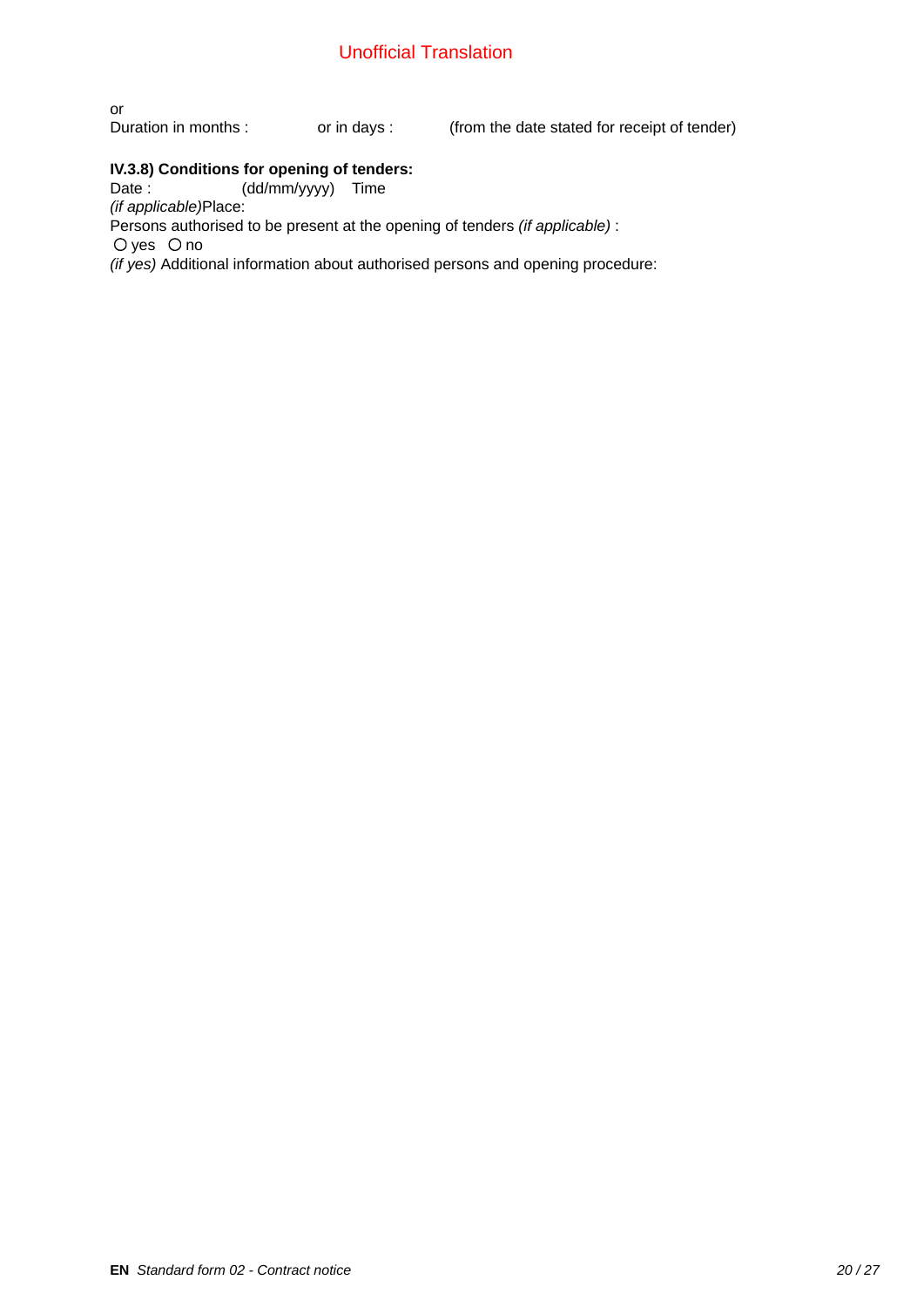Unofficial Translation

or
Duration in months : or in days : (from the date stated for receipt of tender)

**IV.3.8) Conditions for opening of tenders:**
Date : (dd/mm/yyyy) Time
*(if applicable)*Place:
Persons authorised to be present at the opening of tenders *(if applicable)* :
○ yes ○ no
*(if yes)* Additional information about authorised persons and opening procedure: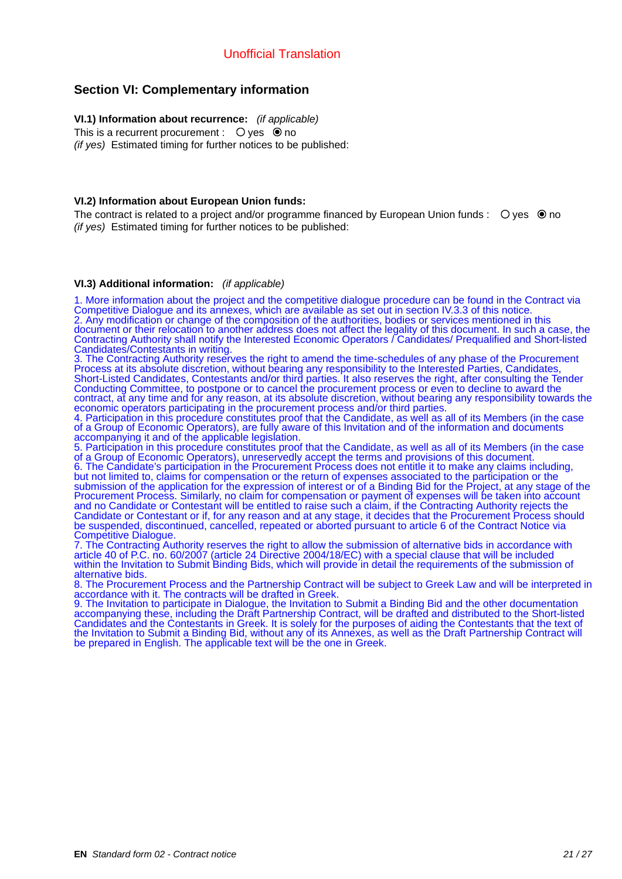Unofficial Translation

## Section VI: Complementary information

**VI.1) Information about recurrence:** *(if applicable)*

This is a recurrent procurement : ○ yes ◉ no

*(if yes)* Estimated timing for further notices to be published:

**VI.2) Information about European Union funds:**

The contract is related to a project and/or programme financed by European Union funds : ○ yes ◉ no

*(if yes)* Estimated timing for further notices to be published:

**VI.3) Additional information:** *(if applicable)*

1. More information about the project and the competitive dialogue procedure can be found in the Contract via Competitive Dialogue and its annexes, which are available as set out in section IV.3.3 of this notice.
2. Any modification or change of the composition of the authorities, bodies or services mentioned in this document or their relocation to another address does not affect the legality of this document. In such a case, the Contracting Authority shall notify the Interested Economic Operators / Candidates/ Prequalified and Short-listed Candidates/Contestants in writing.
3. The Contracting Authority reserves the right to amend the time-schedules of any phase of the Procurement Process at its absolute discretion, without bearing any responsibility to the Interested Parties, Candidates, Short-Listed Candidates, Contestants and/or third parties. It also reserves the right, after consulting the Tender Conducting Committee, to postpone or to cancel the procurement process or even to decline to award the contract, at any time and for any reason, at its absolute discretion, without bearing any responsibility towards the economic operators participating in the procurement process and/or third parties.
4. Participation in this procedure constitutes proof that the Candidate, as well as all of its Members (in the case of a Group of Economic Operators), are fully aware of this Invitation and of the information and documents accompanying it and of the applicable legislation.
5. Participation in this procedure constitutes proof that the Candidate, as well as all of its Members (in the case of a Group of Economic Operators), unreservedly accept the terms and provisions of this document.
6. The Candidate's participation in the Procurement Process does not entitle it to make any claims including, but not limited to, claims for compensation or the return of expenses associated to the participation or the submission of the application for the expression of interest or of a Binding Bid for the Project, at any stage of the Procurement Process. Similarly, no claim for compensation or payment of expenses will be taken into account and no Candidate or Contestant will be entitled to raise such a claim, if the Contracting Authority rejects the Candidate or Contestant or if, for any reason and at any stage, it decides that the Procurement Process should be suspended, discontinued, cancelled, repeated or aborted pursuant to article 6 of the Contract Notice via Competitive Dialogue.
7. The Contracting Authority reserves the right to allow the submission of alternative bids in accordance with article 40 of P.C. no. 60/2007 (article 24 Directive 2004/18/EC) with a special clause that will be included within the Invitation to Submit Binding Bids, which will provide in detail the requirements of the submission of alternative bids.
8. The Procurement Process and the Partnership Contract will be subject to Greek Law and will be interpreted in accordance with it. The contracts will be drafted in Greek.
9. The Invitation to participate in Dialogue, the Invitation to Submit a Binding Bid and the other documentation accompanying these, including the Draft Partnership Contract, will be drafted and distributed to the Short-listed Candidates and the Contestants in Greek. It is solely for the purposes of aiding the Contestants that the text of the Invitation to Submit a Binding Bid, without any of its Annexes, as well as the Draft Partnership Contract will be prepared in English. The applicable text will be the one in Greek.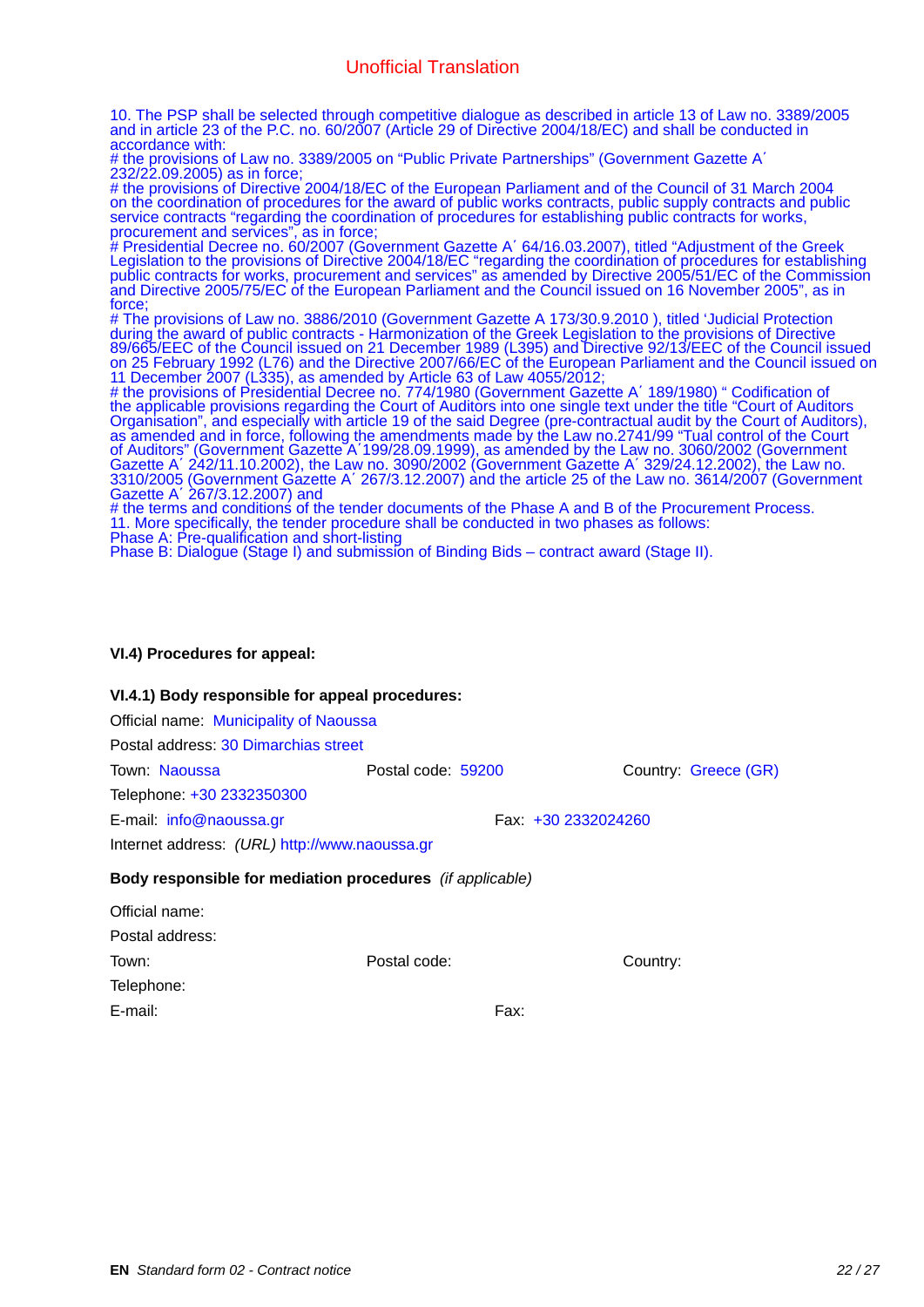Unofficial Translation

10. The PSP shall be selected through competitive dialogue as described in article 13 of Law no. 3389/2005 and in article 23 of the P.C. no. 60/2007 (Article 29 of Directive 2004/18/EC) and shall be conducted in accordance with:
# the provisions of Law no. 3389/2005 on "Public Private Partnerships" (Government Gazette A΄ 232/22.09.2005) as in force;
# the provisions of Directive 2004/18/EC of the European Parliament and of the Council of 31 March 2004 on the coordination of procedures for the award of public works contracts, public supply contracts and public service contracts "regarding the coordination of procedures for establishing public contracts for works, procurement and services", as in force;
# Presidential Decree no. 60/2007 (Government Gazette A΄ 64/16.03.2007), titled "Adjustment of the Greek Legislation to the provisions of Directive 2004/18/EC "regarding the coordination of procedures for establishing public contracts for works, procurement and services" as amended by Directive 2005/51/EC of the Commission and Directive 2005/75/EC of the European Parliament and the Council issued on 16 November 2005", as in force;
# The provisions of Law no. 3886/2010 (Government Gazette A 173/30.9.2010 ), titled 'Judicial Protection during the award of public contracts - Harmonization of the Greek Legislation to the provisions of Directive 89/665/EEC of the Council issued on 21 December 1989 (L395) and Directive 92/13/EEC of the Council issued on 25 February 1992 (L76) and the Directive 2007/66/EC of the European Parliament and the Council issued on 11 December 2007 (L335), as amended by Article 63 of Law 4055/2012;
# the provisions of Presidential Decree no. 774/1980 (Government Gazette A΄ 189/1980) " Codification of the applicable provisions regarding the Court of Auditors into one single text under the title "Court of Auditors Organisation", and especially with article 19 of the said Degree (pre-contractual audit by the Court of Auditors), as amended and in force, following the amendments made by the Law no.2741/99 "Tual control of the Court of Auditors" (Government Gazette A΄199/28.09.1999), as amended by the Law no. 3060/2002 (Government Gazette A΄ 242/11.10.2002), the Law no. 3090/2002 (Government Gazette A΄ 329/24.12.2002), the Law no. 3310/2005 (Government Gazette A΄ 267/3.12.2007) and the article 25 of the Law no. 3614/2007 (Government Gazette A΄ 267/3.12.2007) and
# the terms and conditions of the tender documents of the Phase A and B of the Procurement Process.
11. More specifically, the tender procedure shall be conducted in two phases as follows:
Phase A: Pre-qualification and short-listing
Phase B: Dialogue (Stage I) and submission of Binding Bids – contract award (Stage II).

**VI.4) Procedures for appeal:**

**VI.4.1) Body responsible for appeal procedures:**

Official name: Municipality of Naoussa

Postal address: 30 Dimarchias street

Town: Naoussa Postal code: 59200 Country: Greece (GR)

Telephone: +30 2332350300

E-mail: info@naoussa.gr Fax: +30 2332024260

Internet address: *(URL)* http://www.naoussa.gr

**Body responsible for mediation procedures** *(if applicable)*

Official name:

Postal address:

Town: Postal code: Country:

Telephone:

E-mail: Fax: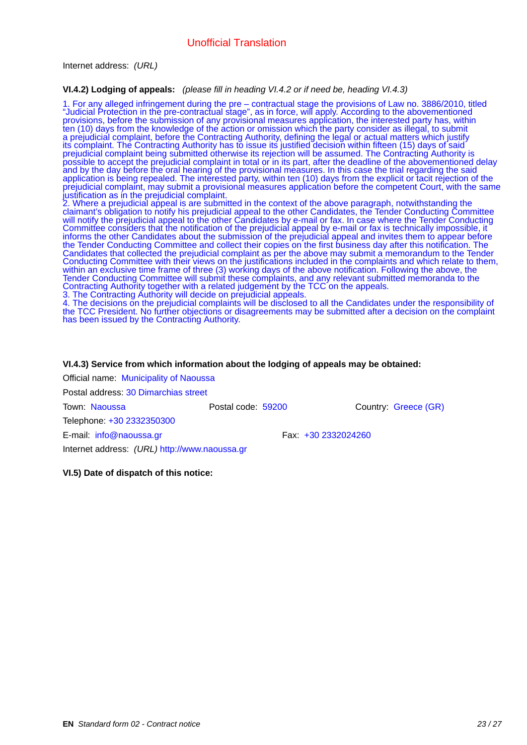Unofficial Translation

Internet address: *(URL)*

**VI.4.2) Lodging of appeals:** *(please fill in heading VI.4.2 or if need be, heading VI.4.3)*

1. For any alleged infringement during the pre – contractual stage the provisions of Law no. 3886/2010, titled "Judicial Protection in the pre-contractual stage", as in force, will apply. According to the abovementioned provisions, before the submission of any provisional measures application, the interested party has, within ten (10) days from the knowledge of the action or omission which the party consider as illegal, to submit a prejudicial complaint, before the Contracting Authority, defining the legal or actual matters which justify its complaint. The Contracting Authority has to issue its justified decision within fifteen (15) days of said prejudicial complaint being submitted otherwise its rejection will be assumed. The Contracting Authority is possible to accept the prejudicial complaint in total or in its part, after the deadline of the abovementioned delay and by the day before the oral hearing of the provisional measures. In this case the trial regarding the said application is being repealed. The interested party, within ten (10) days from the explicit or tacit rejection of the prejudicial complaint, may submit a provisional measures application before the competent Court, with the same justification as in the prejudicial complaint.
2. Where a prejudicial appeal is are submitted in the context of the above paragraph, notwithstanding the claimant's obligation to notify his prejudicial appeal to the other Candidates, the Tender Conducting Committee will notify the prejudicial appeal to the other Candidates by e-mail or fax. In case where the Tender Conducting Committee considers that the notification of the prejudicial appeal by e-mail or fax is technically impossible, it informs the other Candidates about the submission of the prejudicial appeal and invites them to appear before the Tender Conducting Committee and collect their copies on the first business day after this notification. The Candidates that collected the prejudicial complaint as per the above may submit a memorandum to the Tender Conducting Committee with their views on the justifications included in the complaints and which relate to them, within an exclusive time frame of three (3) working days of the above notification. Following the above, the Tender Conducting Committee will submit these complaints, and any relevant submitted memoranda to the Contracting Authority together with a related judgement by the TCC on the appeals.
3. The Contracting Authority will decide on prejudicial appeals.
4. The decisions on the prejudicial complaints will be disclosed to all the Candidates under the responsibility of the TCC President. No further objections or disagreements may be submitted after a decision on the complaint has been issued by the Contracting Authority.

**VI.4.3) Service from which information about the lodging of appeals may be obtained:**

Official name: Municipality of Naoussa

Postal address: 30 Dimarchias street

Town: Naoussa    Postal code: 59200    Country: Greece (GR)

Telephone: +30 2332350300

E-mail: info@naoussa.gr    Fax: +30 2332024260

Internet address: *(URL)* http://www.naoussa.gr

**VI.5) Date of dispatch of this notice:**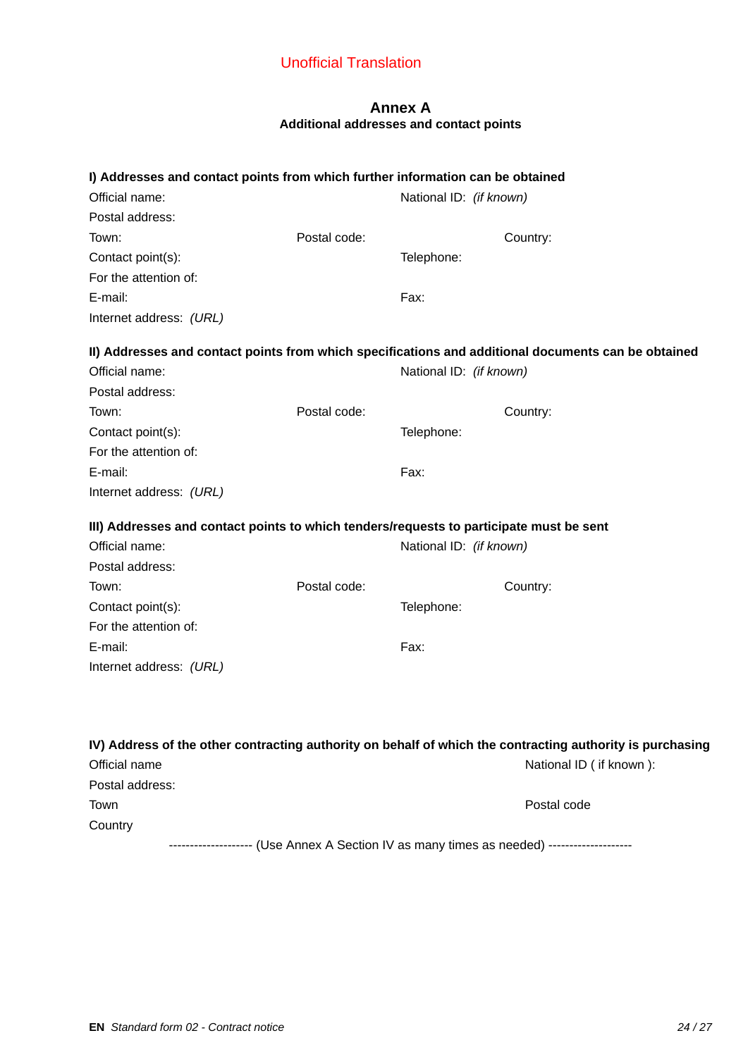Unofficial Translation

# Annex A

## Additional addresses and contact points

### I) Addresses and contact points from which further information can be obtained

Official name: National ID: *(if known)*
Postal address:
Town: Postal code: Country:
Contact point(s): Telephone:
For the attention of:
E-mail: Fax:
Internet address: *(URL)*

### II) Addresses and contact points from which specifications and additional documents can be obtained

Official name: National ID: *(if known)*
Postal address:
Town: Postal code: Country:
Contact point(s): Telephone:
For the attention of:
E-mail: Fax:
Internet address: *(URL)*

### III) Addresses and contact points to which tenders/requests to participate must be sent

Official name: National ID: *(if known)*
Postal address:
Town: Postal code: Country:
Contact point(s): Telephone:
For the attention of:
E-mail: Fax:
Internet address: *(URL)*

### IV) Address of the other contracting authority on behalf of which the contracting authority is purchasing

Official name National ID ( if known ):
Postal address:
Town Postal code
Country

-------------------- (Use Annex A Section IV as many times as needed) --------------------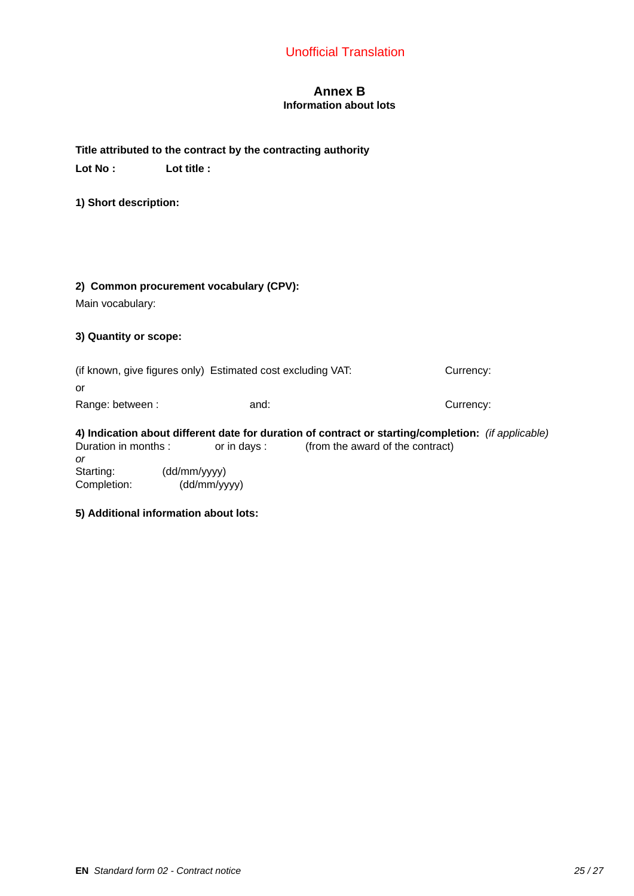Unofficial Translation

# Annex B

## Information about lots

**Title attributed to the contract by the contracting authority**

**Lot No :** **Lot title :**

**1) Short description:**

**2) Common procurement vocabulary (CPV):**

Main vocabulary:

**3) Quantity or scope:**

(if known, give figures only) Estimated cost excluding VAT: Currency:

or

Range: between : and: Currency:

**4) Indication about different date for duration of contract or starting/completion:** *(if applicable)*

Duration in months : or in days : (from the award of the contract)

*or*

Starting: (dd/mm/yyyy)

Completion: (dd/mm/yyyy)

**5) Additional information about lots:**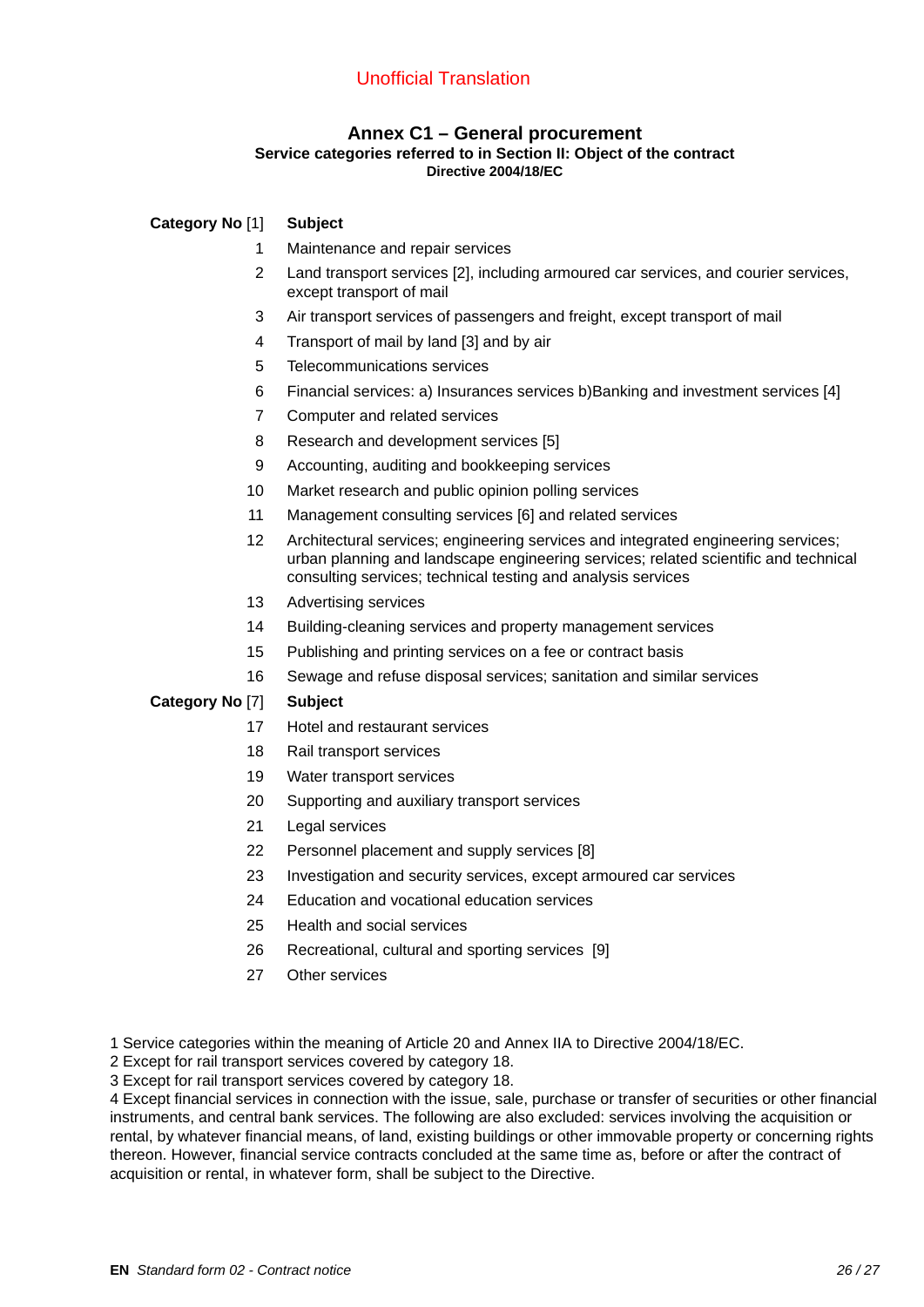Unofficial Translation

## Annex C1 – General procurement

**Service categories referred to in Section II: Object of the contract**

**Directive 2004/18/EC**

| **Category No** [1] | **Subject** |
|---|---|
| 1 | Maintenance and repair services |
| 2 | Land transport services [2], including armoured car services, and courier services, except transport of mail |
| 3 | Air transport services of passengers and freight, except transport of mail |
| 4 | Transport of mail by land [3] and by air |
| 5 | Telecommunications services |
| 6 | Financial services: a) Insurances services b)Banking and investment services [4] |
| 7 | Computer and related services |
| 8 | Research and development services [5] |
| 9 | Accounting, auditing and bookkeeping services |
| 10 | Market research and public opinion polling services |
| 11 | Management consulting services [6] and related services |
| 12 | Architectural services; engineering services and integrated engineering services; urban planning and landscape engineering services; related scientific and technical consulting services; technical testing and analysis services |
| 13 | Advertising services |
| 14 | Building-cleaning services and property management services |
| 15 | Publishing and printing services on a fee or contract basis |
| 16 | Sewage and refuse disposal services; sanitation and similar services |

| **Category No** [7] | **Subject** |
|---|---|
| 17 | Hotel and restaurant services |
| 18 | Rail transport services |
| 19 | Water transport services |
| 20 | Supporting and auxiliary transport services |
| 21 | Legal services |
| 22 | Personnel placement and supply services [8] |
| 23 | Investigation and security services, except armoured car services |
| 24 | Education and vocational education services |
| 25 | Health and social services |
| 26 | Recreational, cultural and sporting services [9] |
| 27 | Other services |

1 Service categories within the meaning of Article 20 and Annex IIA to Directive 2004/18/EC.

2 Except for rail transport services covered by category 18.

3 Except for rail transport services covered by category 18.

4 Except financial services in connection with the issue, sale, purchase or transfer of securities or other financial instruments, and central bank services. The following are also excluded: services involving the acquisition or rental, by whatever financial means, of land, existing buildings or other immovable property or concerning rights thereon. However, financial service contracts concluded at the same time as, before or after the contract of acquisition or rental, in whatever form, shall be subject to the Directive.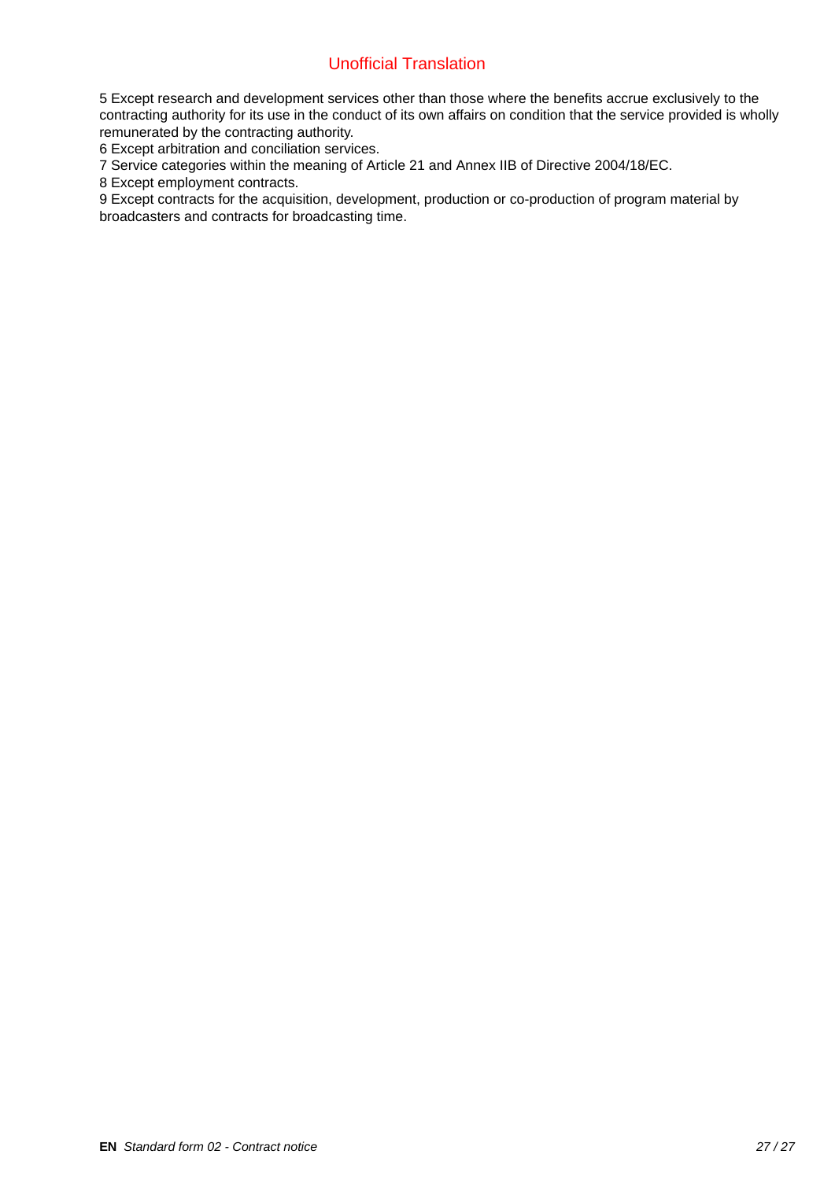Unofficial Translation

5 Except research and development services other than those where the benefits accrue exclusively to the contracting authority for its use in the conduct of its own affairs on condition that the service provided is wholly remunerated by the contracting authority.

6 Except arbitration and conciliation services.

7 Service categories within the meaning of Article 21 and Annex IIB of Directive 2004/18/EC.

8 Except employment contracts.

9 Except contracts for the acquisition, development, production or co-production of program material by broadcasters and contracts for broadcasting time.